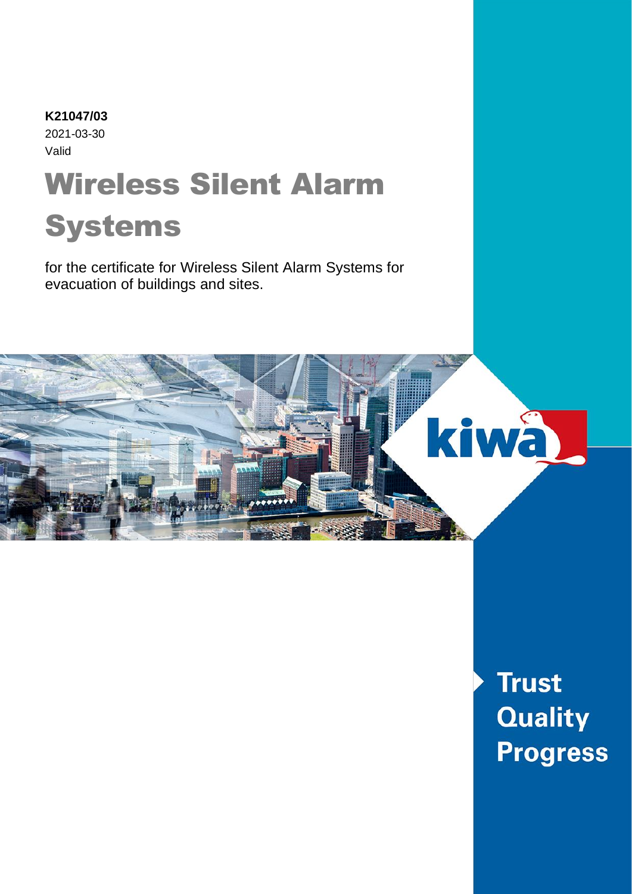**K21047/03**
2021-03-30
Valid

# Wireless Silent Alarm Systems

for the certificate for Wireless Silent Alarm Systems for evacuation of buildings and sites.

Trust
Quality
Progress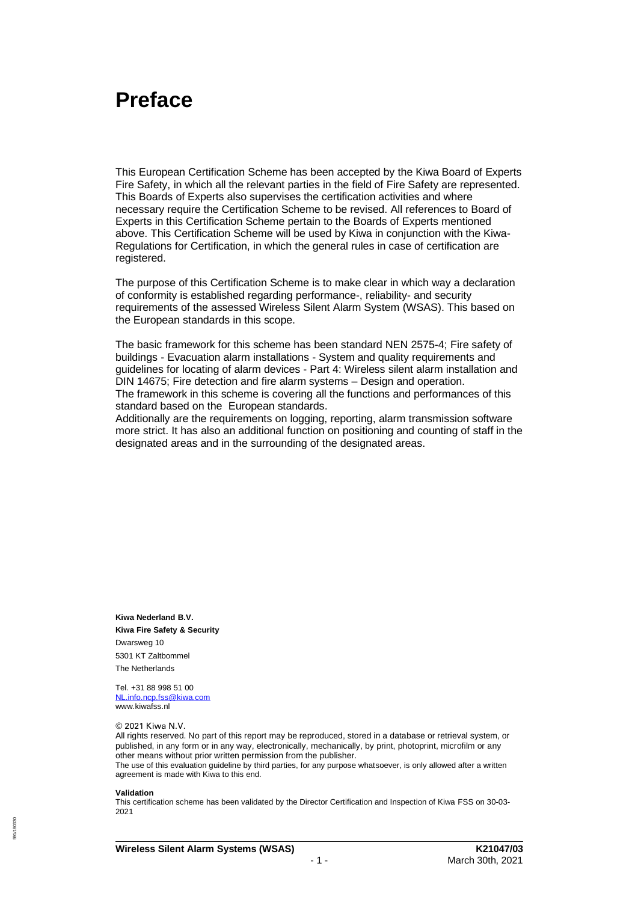# Preface

This European Certification Scheme has been accepted by the Kiwa Board of Experts Fire Safety, in which all the relevant parties in the field of Fire Safety are represented. This Boards of Experts also supervises the certification activities and where necessary require the Certification Scheme to be revised. All references to Board of Experts in this Certification Scheme pertain to the Boards of Experts mentioned above. This Certification Scheme will be used by Kiwa in conjunction with the Kiwa-Regulations for Certification, in which the general rules in case of certification are registered.

The purpose of this Certification Scheme is to make clear in which way a declaration of conformity is established regarding performance-, reliability- and security requirements of the assessed Wireless Silent Alarm System (WSAS). This based on the European standards in this scope.

The basic framework for this scheme has been standard NEN 2575-4; Fire safety of buildings - Evacuation alarm installations - System and quality requirements and guidelines for locating of alarm devices - Part 4: Wireless silent alarm installation and DIN 14675; Fire detection and fire alarm systems – Design and operation.
The framework in this scheme is covering all the functions and performances of this standard based on the European standards.
Additionally are the requirements on logging, reporting, alarm transmission software more strict. It has also an additional function on positioning and counting of staff in the designated areas and in the surrounding of the designated areas.

**Kiwa Nederland B.V.**
**Kiwa Fire Safety & Security**
Dwarsweg 10
5301 KT Zaltbommel
The Netherlands

Tel. +31 88 998 51 00
NL.info.ncp.fss@kiwa.com
www.kiwafss.nl

© 2021 Kiwa N.V.
All rights reserved. No part of this report may be reproduced, stored in a database or retrieval system, or published, in any form or in any way, electronically, mechanically, by print, photoprint, microfilm or any other means without prior written permission from the publisher.
The use of this evaluation guideline by third parties, for any purpose whatsoever, is only allowed after a written agreement is made with Kiwa to this end.

**Validation**
This certification scheme has been validated by the Director Certification and Inspection of Kiwa FSS on 30-03-2021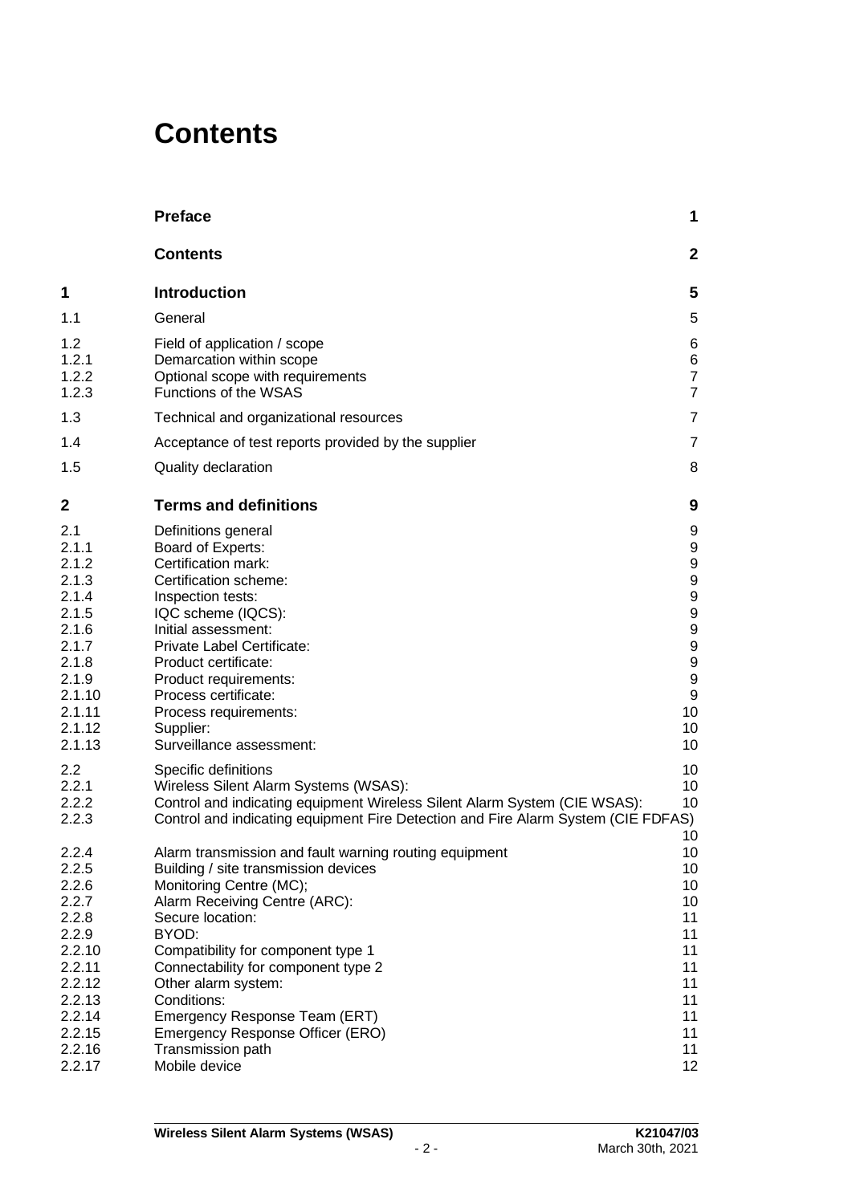# Contents

| | | |
|---|---|---|
| | **Preface** | **1** |
| | **Contents** | **2** |
| **1** | **Introduction** | **5** |
| 1.1 | General | 5 |
| 1.2 | Field of application / scope | 6 |
| 1.2.1 | Demarcation within scope | 6 |
| 1.2.2 | Optional scope with requirements | 7 |
| 1.2.3 | Functions of the WSAS | 7 |
| 1.3 | Technical and organizational resources | 7 |
| 1.4 | Acceptance of test reports provided by the supplier | 7 |
| 1.5 | Quality declaration | 8 |
| **2** | **Terms and definitions** | **9** |
| 2.1 | Definitions general | 9 |
| 2.1.1 | Board of Experts: | 9 |
| 2.1.2 | Certification mark: | 9 |
| 2.1.3 | Certification scheme: | 9 |
| 2.1.4 | Inspection tests: | 9 |
| 2.1.5 | IQC scheme (IQCS): | 9 |
| 2.1.6 | Initial assessment: | 9 |
| 2.1.7 | Private Label Certificate: | 9 |
| 2.1.8 | Product certificate: | 9 |
| 2.1.9 | Product requirements: | 9 |
| 2.1.10 | Process certificate: | 9 |
| 2.1.11 | Process requirements: | 10 |
| 2.1.12 | Supplier: | 10 |
| 2.1.13 | Surveillance assessment: | 10 |
| 2.2 | Specific definitions | 10 |
| 2.2.1 | Wireless Silent Alarm Systems (WSAS): | 10 |
| 2.2.2 | Control and indicating equipment Wireless Silent Alarm System (CIE WSAS): | 10 |
| 2.2.3 | Control and indicating equipment Fire Detection and Fire Alarm System (CIE FDFAS) | 10 |
| 2.2.4 | Alarm transmission and fault warning routing equipment | 10 |
| 2.2.5 | Building / site transmission devices | 10 |
| 2.2.6 | Monitoring Centre (MC); | 10 |
| 2.2.7 | Alarm Receiving Centre (ARC): | 10 |
| 2.2.8 | Secure location: | 11 |
| 2.2.9 | BYOD: | 11 |
| 2.2.10 | Compatibility for component type 1 | 11 |
| 2.2.11 | Connectability for component type 2 | 11 |
| 2.2.12 | Other alarm system: | 11 |
| 2.2.13 | Conditions: | 11 |
| 2.2.14 | Emergency Response Team (ERT) | 11 |
| 2.2.15 | Emergency Response Officer (ERO) | 11 |
| 2.2.16 | Transmission path | 11 |
| 2.2.17 | Mobile device | 12 |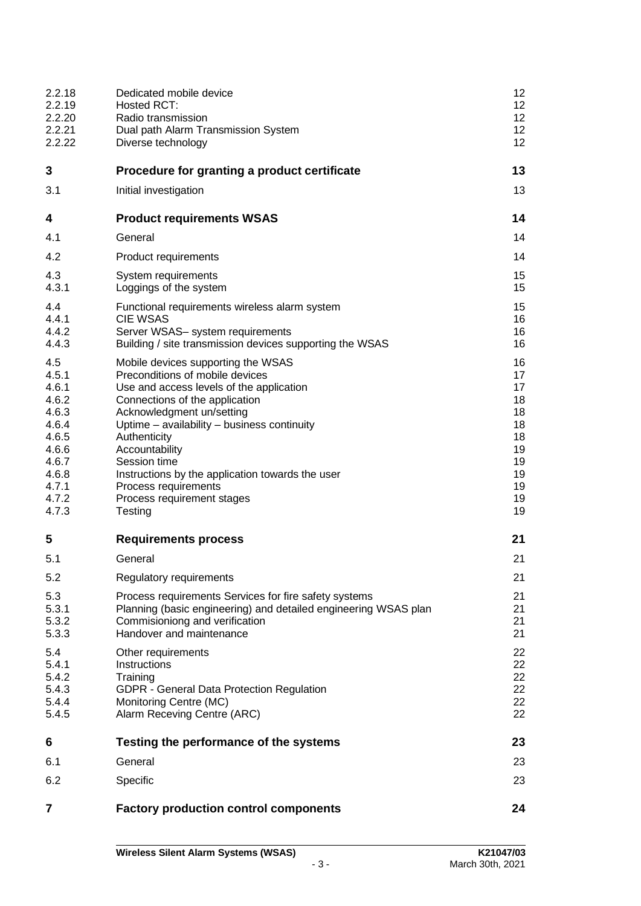| | | |
|---|---|---|
| 2.2.18 | Dedicated mobile device | 12 |
| 2.2.19 | Hosted RCT: | 12 |
| 2.2.20 | Radio transmission | 12 |
| 2.2.21 | Dual path Alarm Transmission System | 12 |
| 2.2.22 | Diverse technology | 12 |
| **3** | **Procedure for granting a product certificate** | **13** |
| 3.1 | Initial investigation | 13 |
| **4** | **Product requirements WSAS** | **14** |
| 4.1 | General | 14 |
| 4.2 | Product requirements | 14 |
| 4.3 | System requirements | 15 |
| 4.3.1 | Loggings of the system | 15 |
| 4.4 | Functional requirements wireless alarm system | 15 |
| 4.4.1 | CIE WSAS | 16 |
| 4.4.2 | Server WSAS– system requirements | 16 |
| 4.4.3 | Building / site transmission devices supporting the WSAS | 16 |
| 4.5 | Mobile devices supporting the WSAS | 16 |
| 4.5.1 | Preconditions of mobile devices | 17 |
| 4.6.1 | Use and access levels of the application | 17 |
| 4.6.2 | Connections of the application | 18 |
| 4.6.3 | Acknowledgment un/setting | 18 |
| 4.6.4 | Uptime – availability – business continuity | 18 |
| 4.6.5 | Authenticity | 18 |
| 4.6.6 | Accountability | 19 |
| 4.6.7 | Session time | 19 |
| 4.6.8 | Instructions by the application towards the user | 19 |
| 4.7.1 | Process requirements | 19 |
| 4.7.2 | Process requirement stages | 19 |
| 4.7.3 | Testing | 19 |
| **5** | **Requirements process** | **21** |
| 5.1 | General | 21 |
| 5.2 | Regulatory requirements | 21 |
| 5.3 | Process requirements Services for fire safety systems | 21 |
| 5.3.1 | Planning (basic engineering) and detailed engineering WSAS plan | 21 |
| 5.3.2 | Commisioniong and verification | 21 |
| 5.3.3 | Handover and maintenance | 21 |
| 5.4 | Other requirements | 22 |
| 5.4.1 | Instructions | 22 |
| 5.4.2 | Training | 22 |
| 5.4.3 | GDPR - General Data Protection Regulation | 22 |
| 5.4.4 | Monitoring Centre (MC) | 22 |
| 5.4.5 | Alarm Receving Centre (ARC) | 22 |
| **6** | **Testing the performance of the systems** | **23** |
| 6.1 | General | 23 |
| 6.2 | Specific | 23 |
| **7** | **Factory production control components** | **24** |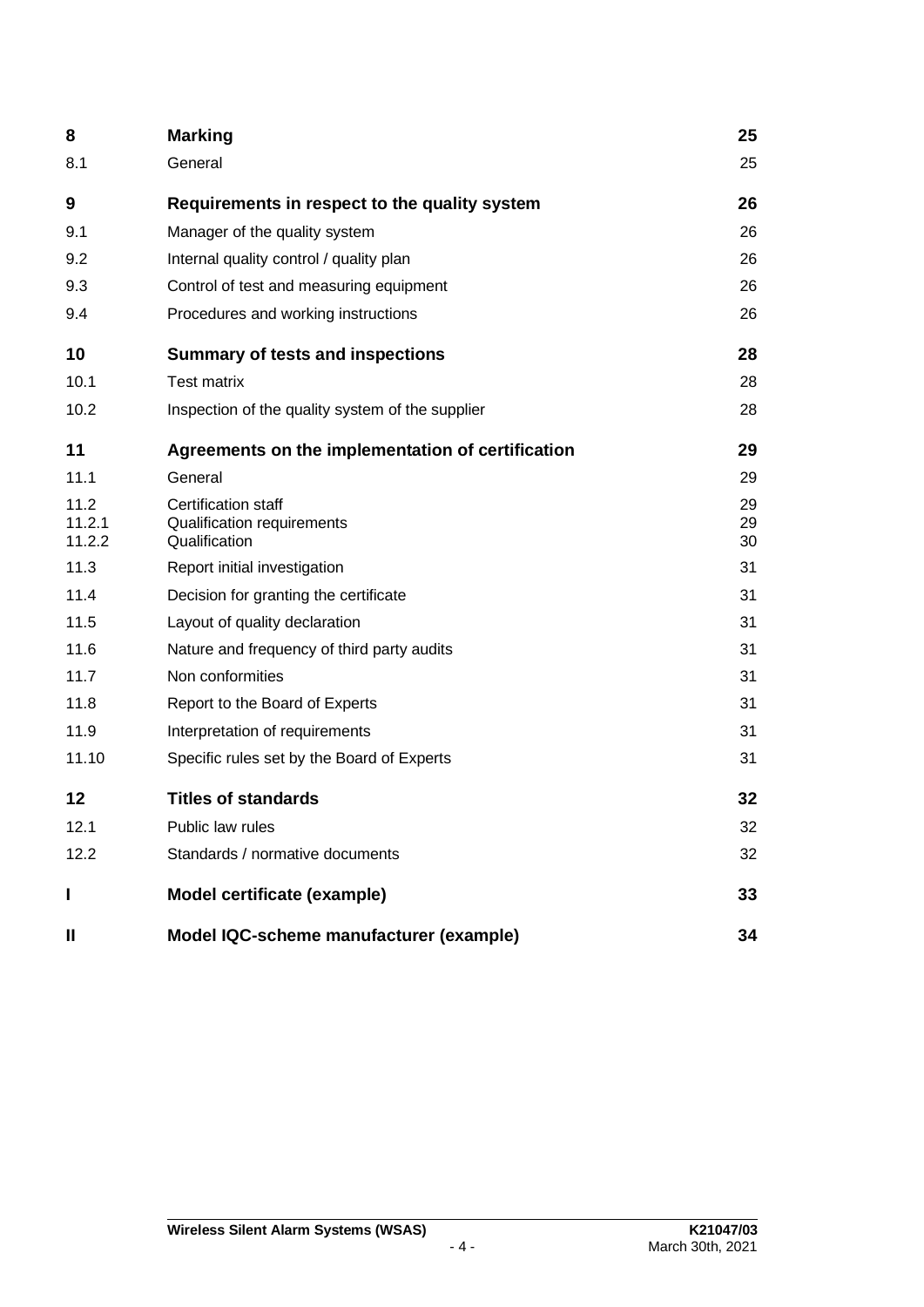| | | |
|---|---|---|
| **8** | **Marking** | **25** |
| 8.1 | General | 25 |
| **9** | **Requirements in respect to the quality system** | **26** |
| 9.1 | Manager of the quality system | 26 |
| 9.2 | Internal quality control / quality plan | 26 |
| 9.3 | Control of test and measuring equipment | 26 |
| 9.4 | Procedures and working instructions | 26 |
| **10** | **Summary of tests and inspections** | **28** |
| 10.1 | Test matrix | 28 |
| 10.2 | Inspection of the quality system of the supplier | 28 |
| **11** | **Agreements on the implementation of certification** | **29** |
| 11.1 | General | 29 |
| 11.2 | Certification staff | 29 |
| 11.2.1 | Qualification requirements | 29 |
| 11.2.2 | Qualification | 30 |
| 11.3 | Report initial investigation | 31 |
| 11.4 | Decision for granting the certificate | 31 |
| 11.5 | Layout of quality declaration | 31 |
| 11.6 | Nature and frequency of third party audits | 31 |
| 11.7 | Non conformities | 31 |
| 11.8 | Report to the Board of Experts | 31 |
| 11.9 | Interpretation of requirements | 31 |
| 11.10 | Specific rules set by the Board of Experts | 31 |
| **12** | **Titles of standards** | **32** |
| 12.1 | Public law rules | 32 |
| 12.2 | Standards / normative documents | 32 |
| **I** | **Model certificate (example)** | **33** |
| **II** | **Model IQC-scheme manufacturer (example)** | **34** |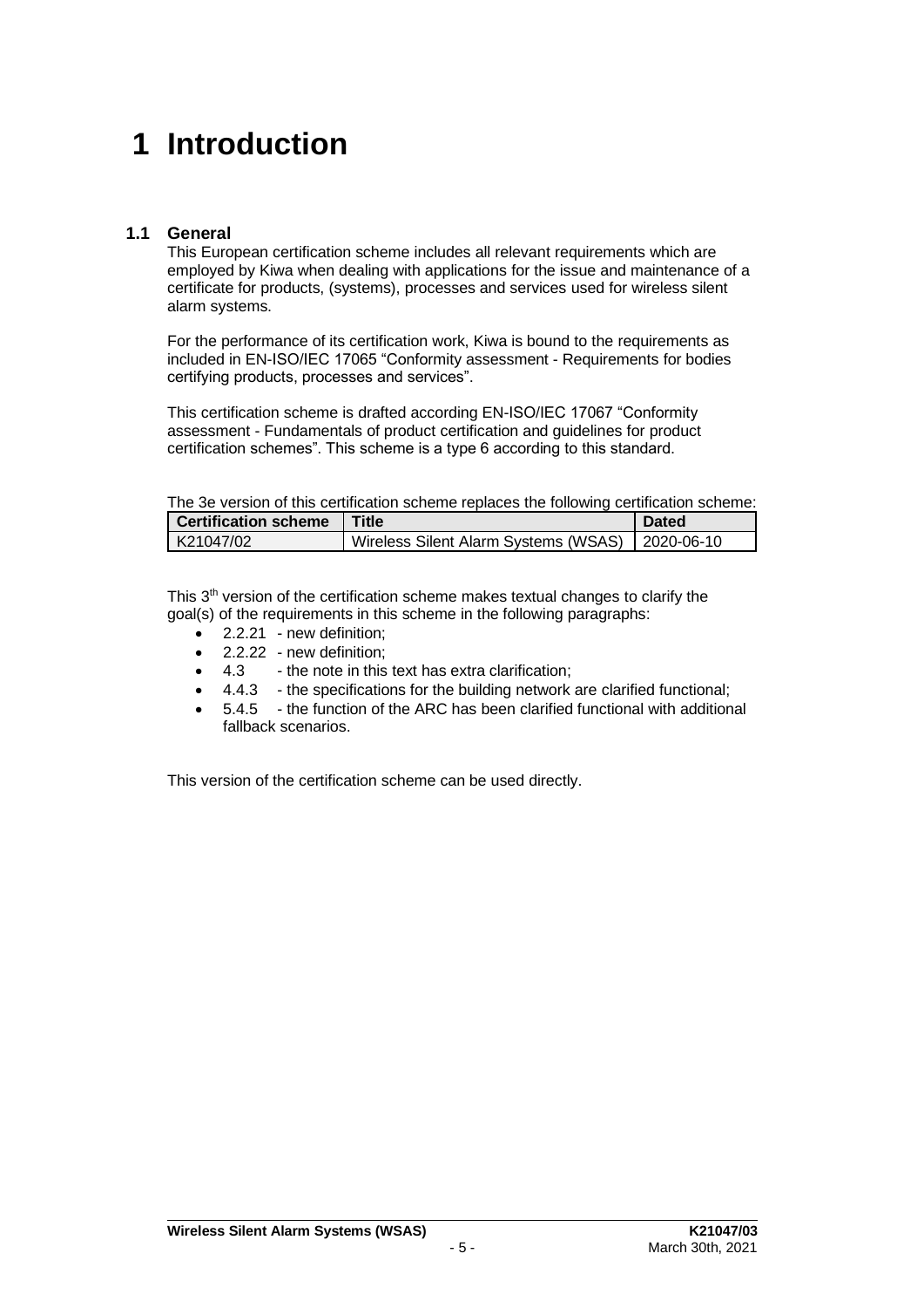# 1 Introduction

## 1.1 General

This European certification scheme includes all relevant requirements which are employed by Kiwa when dealing with applications for the issue and maintenance of a certificate for products, (systems), processes and services used for wireless silent alarm systems.

For the performance of its certification work, Kiwa is bound to the requirements as included in EN-ISO/IEC 17065 "Conformity assessment - Requirements for bodies certifying products, processes and services".

This certification scheme is drafted according EN-ISO/IEC 17067 "Conformity assessment - Fundamentals of product certification and guidelines for product certification schemes". This scheme is a type 6 according to this standard.

The 3e version of this certification scheme replaces the following certification scheme:

| Certification scheme | Title | Dated |
|---|---|---|
| K21047/02 | Wireless Silent Alarm Systems (WSAS) | 2020-06-10 |

This 3th version of the certification scheme makes textual changes to clarify the goal(s) of the requirements in this scheme in the following paragraphs:

- 2.2.21 - new definition;
- 2.2.22 - new definition;
- 4.3 - the note in this text has extra clarification;
- 4.4.3 - the specifications for the building network are clarified functional;
- 5.4.5 - the function of the ARC has been clarified functional with additional fallback scenarios.

This version of the certification scheme can be used directly.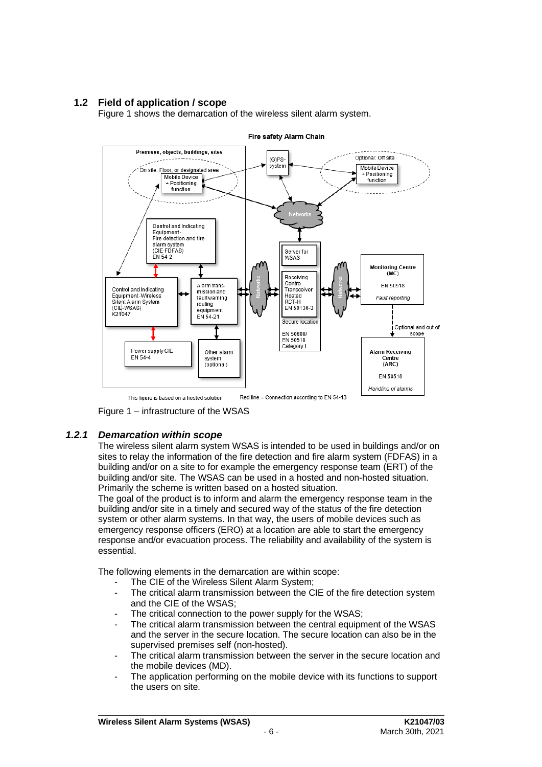## 1.2 Field of application / scope

Figure 1 shows the demarcation of the wireless silent alarm system.

Figure 1 – infrastructure of the WSAS

### *1.2.1 Demarcation within scope*

The wireless silent alarm system WSAS is intended to be used in buildings and/or on sites to relay the information of the fire detection and fire alarm system (FDFAS) in a building and/or on a site to for example the emergency response team (ERT) of the building and/or site. The WSAS can be used in a hosted and non-hosted situation. Primarily the scheme is written based on a hosted situation.

The goal of the product is to inform and alarm the emergency response team in the building and/or site in a timely and secured way of the status of the fire detection system or other alarm systems. In that way, the users of mobile devices such as emergency response officers (ERO) at a location are able to start the emergency response and/or evacuation process. The reliability and availability of the system is essential.

The following elements in the demarcation are within scope:

- The CIE of the Wireless Silent Alarm System;
- The critical alarm transmission between the CIE of the fire detection system and the CIE of the WSAS;
- The critical connection to the power supply for the WSAS;
- The critical alarm transmission between the central equipment of the WSAS and the server in the secure location. The secure location can also be in the supervised premises self (non-hosted).
- The critical alarm transmission between the server in the secure location and the mobile devices (MD).
- The application performing on the mobile device with its functions to support the users on site.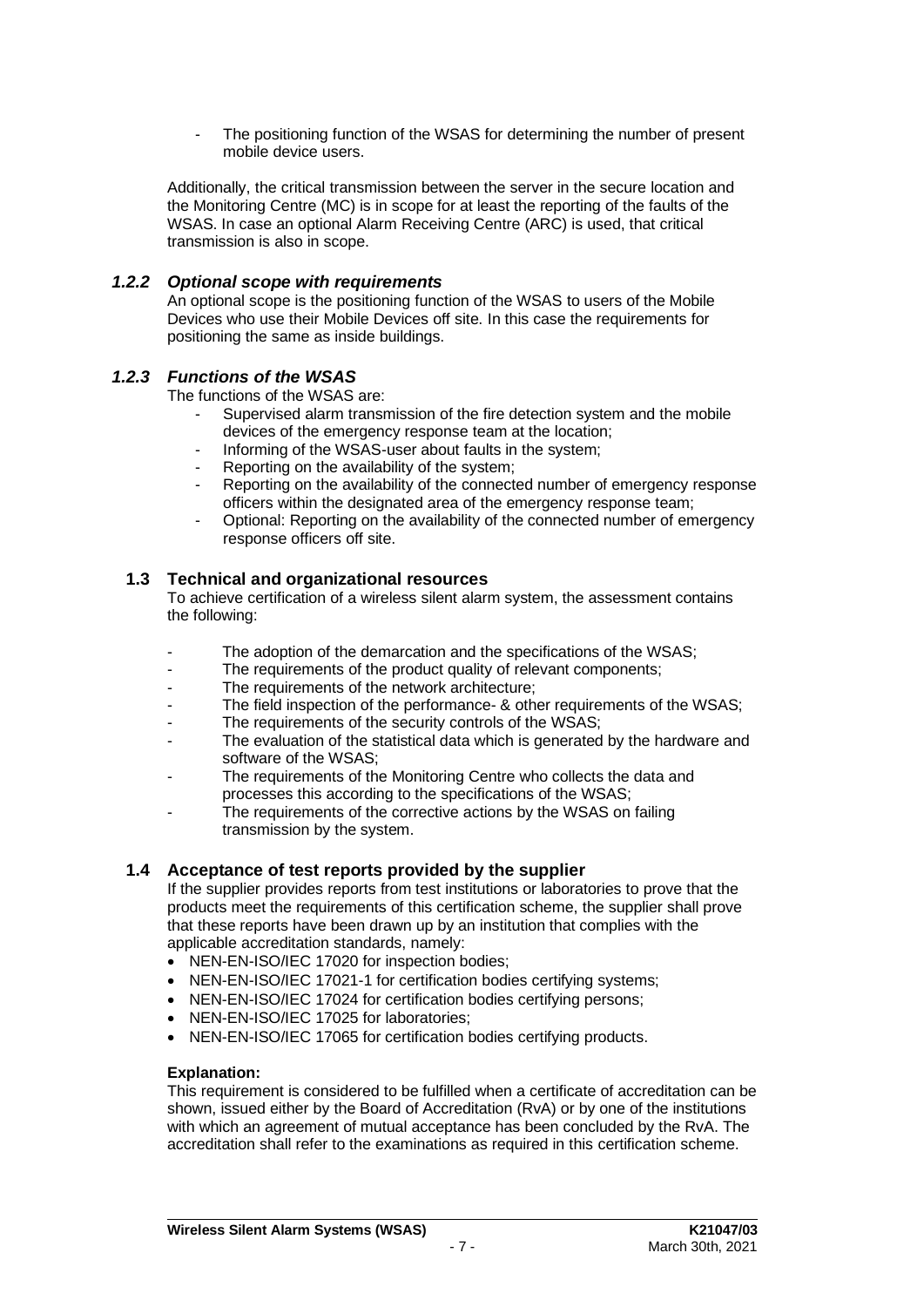- The positioning function of the WSAS for determining the number of present mobile device users.

Additionally, the critical transmission between the server in the secure location and the Monitoring Centre (MC) is in scope for at least the reporting of the faults of the WSAS. In case an optional Alarm Receiving Centre (ARC) is used, that critical transmission is also in scope.

### *1.2.2 Optional scope with requirements*

An optional scope is the positioning function of the WSAS to users of the Mobile Devices who use their Mobile Devices off site. In this case the requirements for positioning the same as inside buildings.

### *1.2.3 Functions of the WSAS*

The functions of the WSAS are:

- Supervised alarm transmission of the fire detection system and the mobile devices of the emergency response team at the location;
- Informing of the WSAS-user about faults in the system;
- Reporting on the availability of the system;
- Reporting on the availability of the connected number of emergency response officers within the designated area of the emergency response team;
- Optional: Reporting on the availability of the connected number of emergency response officers off site.

## 1.3 Technical and organizational resources

To achieve certification of a wireless silent alarm system, the assessment contains the following:

- The adoption of the demarcation and the specifications of the WSAS;
- The requirements of the product quality of relevant components;
- The requirements of the network architecture;
- The field inspection of the performance- & other requirements of the WSAS;
- The requirements of the security controls of the WSAS;
- The evaluation of the statistical data which is generated by the hardware and software of the WSAS;
- The requirements of the Monitoring Centre who collects the data and processes this according to the specifications of the WSAS;
- The requirements of the corrective actions by the WSAS on failing transmission by the system.

## 1.4 Acceptance of test reports provided by the supplier

If the supplier provides reports from test institutions or laboratories to prove that the products meet the requirements of this certification scheme, the supplier shall prove that these reports have been drawn up by an institution that complies with the applicable accreditation standards, namely:

- NEN-EN-ISO/IEC 17020 for inspection bodies;
- NEN-EN-ISO/IEC 17021-1 for certification bodies certifying systems;
- NEN-EN-ISO/IEC 17024 for certification bodies certifying persons;
- NEN-EN-ISO/IEC 17025 for laboratories;
- NEN-EN-ISO/IEC 17065 for certification bodies certifying products.

**Explanation:**

This requirement is considered to be fulfilled when a certificate of accreditation can be shown, issued either by the Board of Accreditation (RvA) or by one of the institutions with which an agreement of mutual acceptance has been concluded by the RvA. The accreditation shall refer to the examinations as required in this certification scheme.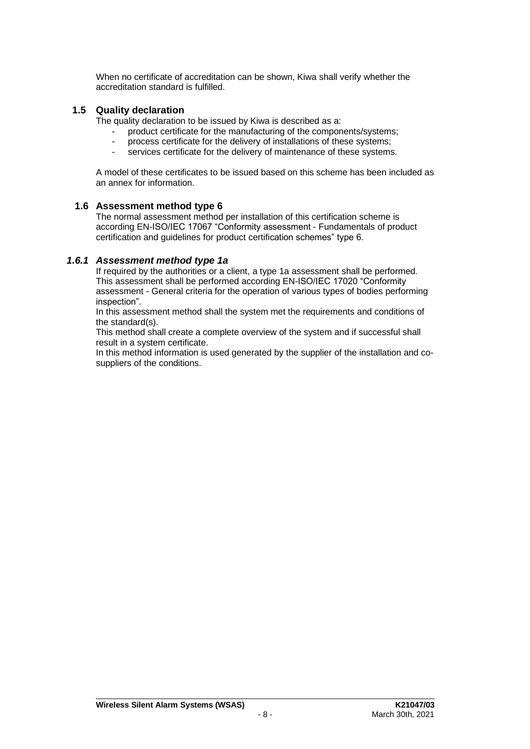When no certificate of accreditation can be shown, Kiwa shall verify whether the accreditation standard is fulfilled.

## 1.5 Quality declaration

The quality declaration to be issued by Kiwa is described as a:

- product certificate for the manufacturing of the components/systems;
- process certificate for the delivery of installations of these systems;
- services certificate for the delivery of maintenance of these systems.

A model of these certificates to be issued based on this scheme has been included as an annex for information.

## 1.6 Assessment method type 6

The normal assessment method per installation of this certification scheme is according EN-ISO/IEC 17067 "Conformity assessment - Fundamentals of product certification and guidelines for product certification schemes" type 6.

### *1.6.1 Assessment method type 1a*

If required by the authorities or a client, a type 1a assessment shall be performed. This assessment shall be performed according EN-ISO/IEC 17020 "Conformity assessment - General criteria for the operation of various types of bodies performing inspection".

In this assessment method shall the system met the requirements and conditions of the standard(s).

This method shall create a complete overview of the system and if successful shall result in a system certificate.

In this method information is used generated by the supplier of the installation and co-suppliers of the conditions.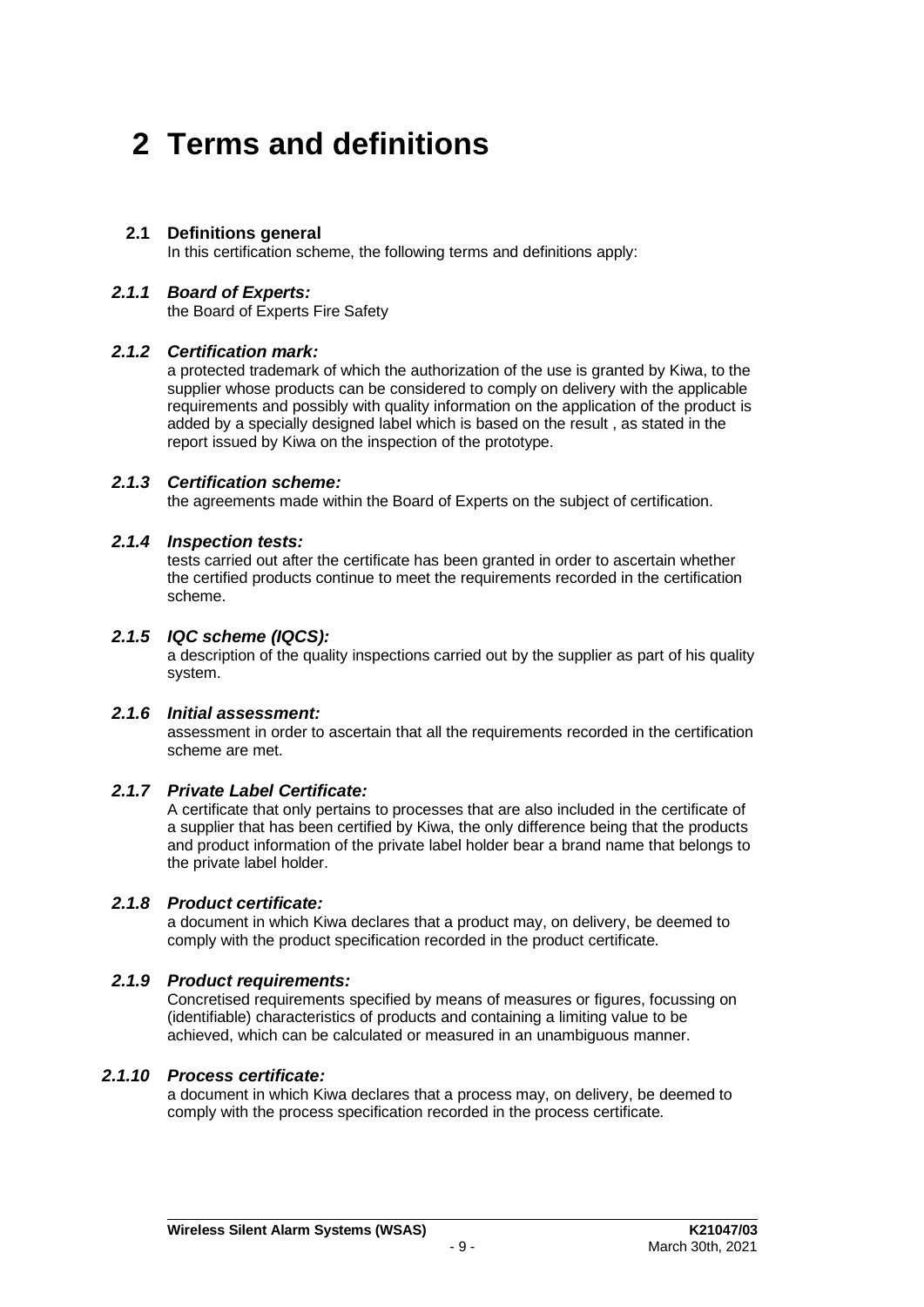# 2 Terms and definitions

## 2.1 Definitions general

In this certification scheme, the following terms and definitions apply:

### *2.1.1 Board of Experts:*

the Board of Experts Fire Safety

### *2.1.2 Certification mark:*

a protected trademark of which the authorization of the use is granted by Kiwa, to the supplier whose products can be considered to comply on delivery with the applicable requirements and possibly with quality information on the application of the product is added by a specially designed label which is based on the result , as stated in the report issued by Kiwa on the inspection of the prototype.

### *2.1.3 Certification scheme:*

the agreements made within the Board of Experts on the subject of certification.

### *2.1.4 Inspection tests:*

tests carried out after the certificate has been granted in order to ascertain whether the certified products continue to meet the requirements recorded in the certification scheme.

### *2.1.5 IQC scheme (IQCS):*

a description of the quality inspections carried out by the supplier as part of his quality system.

### *2.1.6 Initial assessment:*

assessment in order to ascertain that all the requirements recorded in the certification scheme are met.

### *2.1.7 Private Label Certificate:*

A certificate that only pertains to processes that are also included in the certificate of a supplier that has been certified by Kiwa, the only difference being that the products and product information of the private label holder bear a brand name that belongs to the private label holder.

### *2.1.8 Product certificate:*

a document in which Kiwa declares that a product may, on delivery, be deemed to comply with the product specification recorded in the product certificate.

### *2.1.9 Product requirements:*

Concretised requirements specified by means of measures or figures, focussing on (identifiable) characteristics of products and containing a limiting value to be achieved, which can be calculated or measured in an unambiguous manner.

### *2.1.10 Process certificate:*

a document in which Kiwa declares that a process may, on delivery, be deemed to comply with the process specification recorded in the process certificate.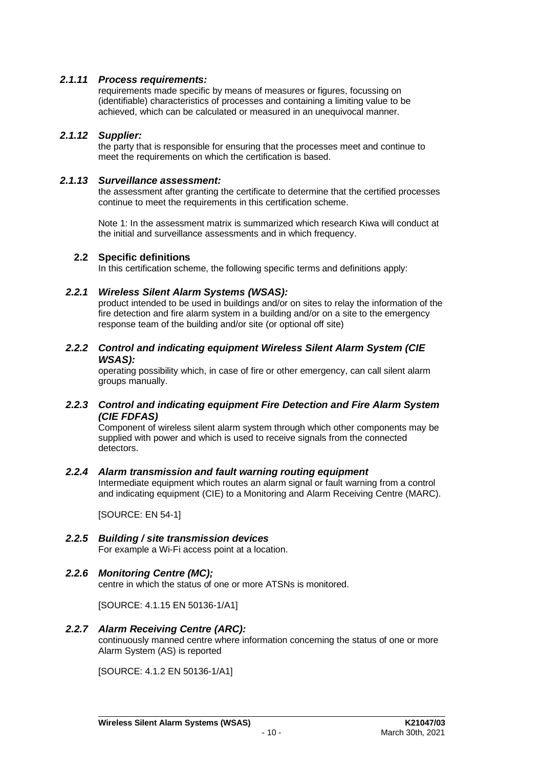#### *2.1.11 Process requirements:*

requirements made specific by means of measures or figures, focussing on (identifiable) characteristics of processes and containing a limiting value to be achieved, which can be calculated or measured in an unequivocal manner.

#### *2.1.12 Supplier:*

the party that is responsible for ensuring that the processes meet and continue to meet the requirements on which the certification is based.

#### *2.1.13 Surveillance assessment:*

the assessment after granting the certificate to determine that the certified processes continue to meet the requirements in this certification scheme.

Note 1: In the assessment matrix is summarized which research Kiwa will conduct at the initial and surveillance assessments and in which frequency.

### 2.2 Specific definitions

In this certification scheme, the following specific terms and definitions apply:

#### *2.2.1 Wireless Silent Alarm Systems (WSAS):*

product intended to be used in buildings and/or on sites to relay the information of the fire detection and fire alarm system in a building and/or on a site to the emergency response team of the building and/or site (or optional off site)

#### *2.2.2 Control and indicating equipment Wireless Silent Alarm System (CIE WSAS):*

operating possibility which, in case of fire or other emergency, can call silent alarm groups manually.

#### *2.2.3 Control and indicating equipment Fire Detection and Fire Alarm System (CIE FDFAS)*

Component of wireless silent alarm system through which other components may be supplied with power and which is used to receive signals from the connected detectors.

#### *2.2.4 Alarm transmission and fault warning routing equipment*

Intermediate equipment which routes an alarm signal or fault warning from a control and indicating equipment (CIE) to a Monitoring and Alarm Receiving Centre (MARC).

[SOURCE: EN 54-1]

#### *2.2.5 Building / site transmission devices*

For example a Wi-Fi access point at a location.

#### *2.2.6 Monitoring Centre (MC);*

centre in which the status of one or more ATSNs is monitored.

[SOURCE: 4.1.15 EN 50136-1/A1]

#### *2.2.7 Alarm Receiving Centre (ARC):*

continuously manned centre where information concerning the status of one or more Alarm System (AS) is reported

[SOURCE: 4.1.2 EN 50136-1/A1]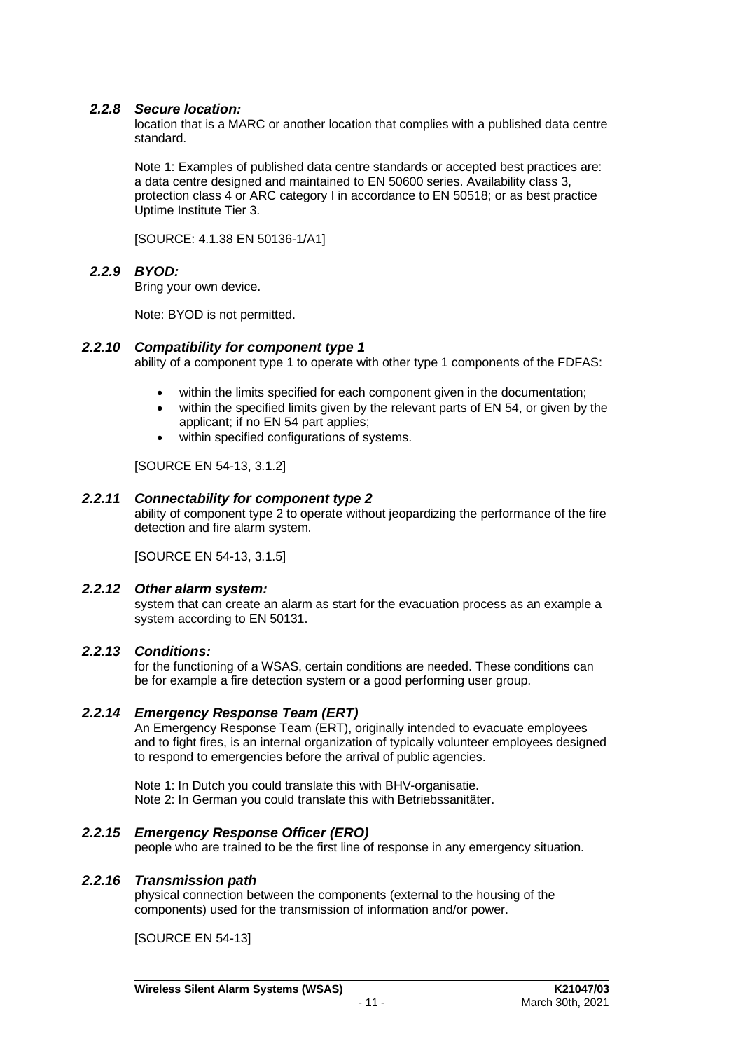### *2.2.8 Secure location:*

location that is a MARC or another location that complies with a published data centre standard.

Note 1: Examples of published data centre standards or accepted best practices are: a data centre designed and maintained to EN 50600 series. Availability class 3, protection class 4 or ARC category I in accordance to EN 50518; or as best practice Uptime Institute Tier 3.

[SOURCE: 4.1.38 EN 50136-1/A1]

### *2.2.9 BYOD:*

Bring your own device.

Note: BYOD is not permitted.

### *2.2.10 Compatibility for component type 1*

ability of a component type 1 to operate with other type 1 components of the FDFAS:

- within the limits specified for each component given in the documentation;
- within the specified limits given by the relevant parts of EN 54, or given by the applicant; if no EN 54 part applies;
- within specified configurations of systems.

[SOURCE EN 54-13, 3.1.2]

### *2.2.11 Connectability for component type 2*

ability of component type 2 to operate without jeopardizing the performance of the fire detection and fire alarm system.

[SOURCE EN 54-13, 3.1.5]

### *2.2.12 Other alarm system:*

system that can create an alarm as start for the evacuation process as an example a system according to EN 50131.

### *2.2.13 Conditions:*

for the functioning of a WSAS, certain conditions are needed. These conditions can be for example a fire detection system or a good performing user group.

### *2.2.14 Emergency Response Team (ERT)*

An Emergency Response Team (ERT), originally intended to evacuate employees and to fight fires, is an internal organization of typically volunteer employees designed to respond to emergencies before the arrival of public agencies.

Note 1: In Dutch you could translate this with BHV-organisatie.
Note 2: In German you could translate this with Betriebssanitäter.

### *2.2.15 Emergency Response Officer (ERO)*

people who are trained to be the first line of response in any emergency situation.

### *2.2.16 Transmission path*

physical connection between the components (external to the housing of the components) used for the transmission of information and/or power.

[SOURCE EN 54-13]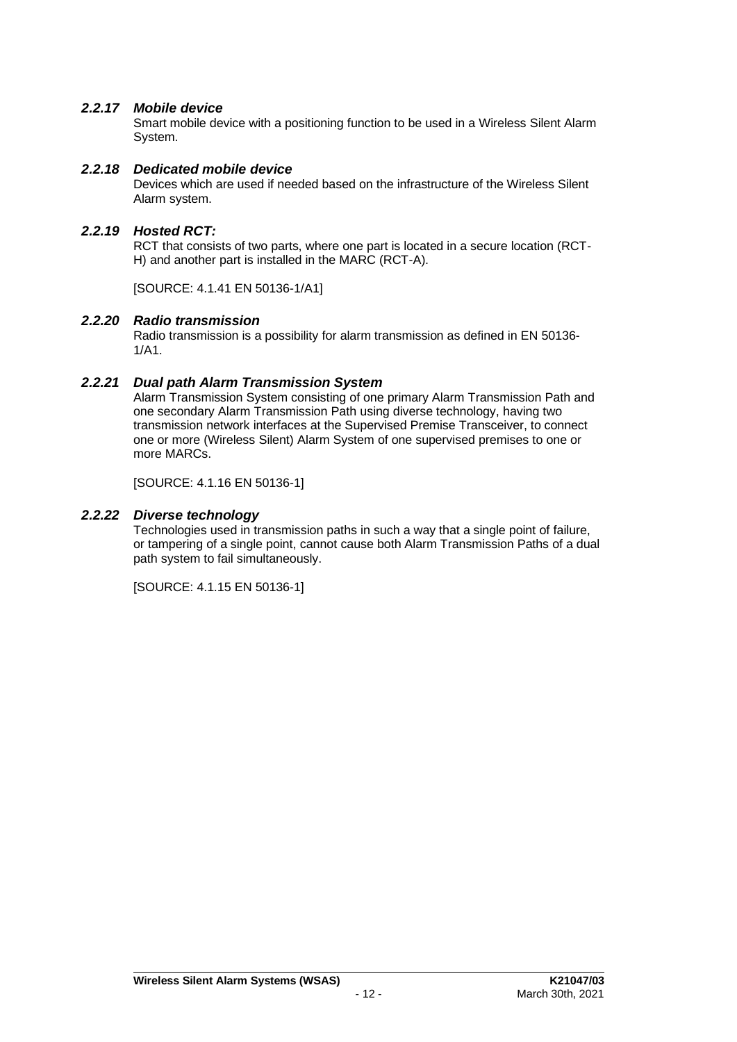### *2.2.17 Mobile device*

Smart mobile device with a positioning function to be used in a Wireless Silent Alarm System.

### *2.2.18 Dedicated mobile device*

Devices which are used if needed based on the infrastructure of the Wireless Silent Alarm system.

### *2.2.19 Hosted RCT:*

RCT that consists of two parts, where one part is located in a secure location (RCT-H) and another part is installed in the MARC (RCT-A).

[SOURCE: 4.1.41 EN 50136-1/A1]

### *2.2.20 Radio transmission*

Radio transmission is a possibility for alarm transmission as defined in EN 50136-1/A1.

### *2.2.21 Dual path Alarm Transmission System*

Alarm Transmission System consisting of one primary Alarm Transmission Path and one secondary Alarm Transmission Path using diverse technology, having two transmission network interfaces at the Supervised Premise Transceiver, to connect one or more (Wireless Silent) Alarm System of one supervised premises to one or more MARCs.

[SOURCE: 4.1.16 EN 50136-1]

### *2.2.22 Diverse technology*

Technologies used in transmission paths in such a way that a single point of failure, or tampering of a single point, cannot cause both Alarm Transmission Paths of a dual path system to fail simultaneously.

[SOURCE: 4.1.15 EN 50136-1]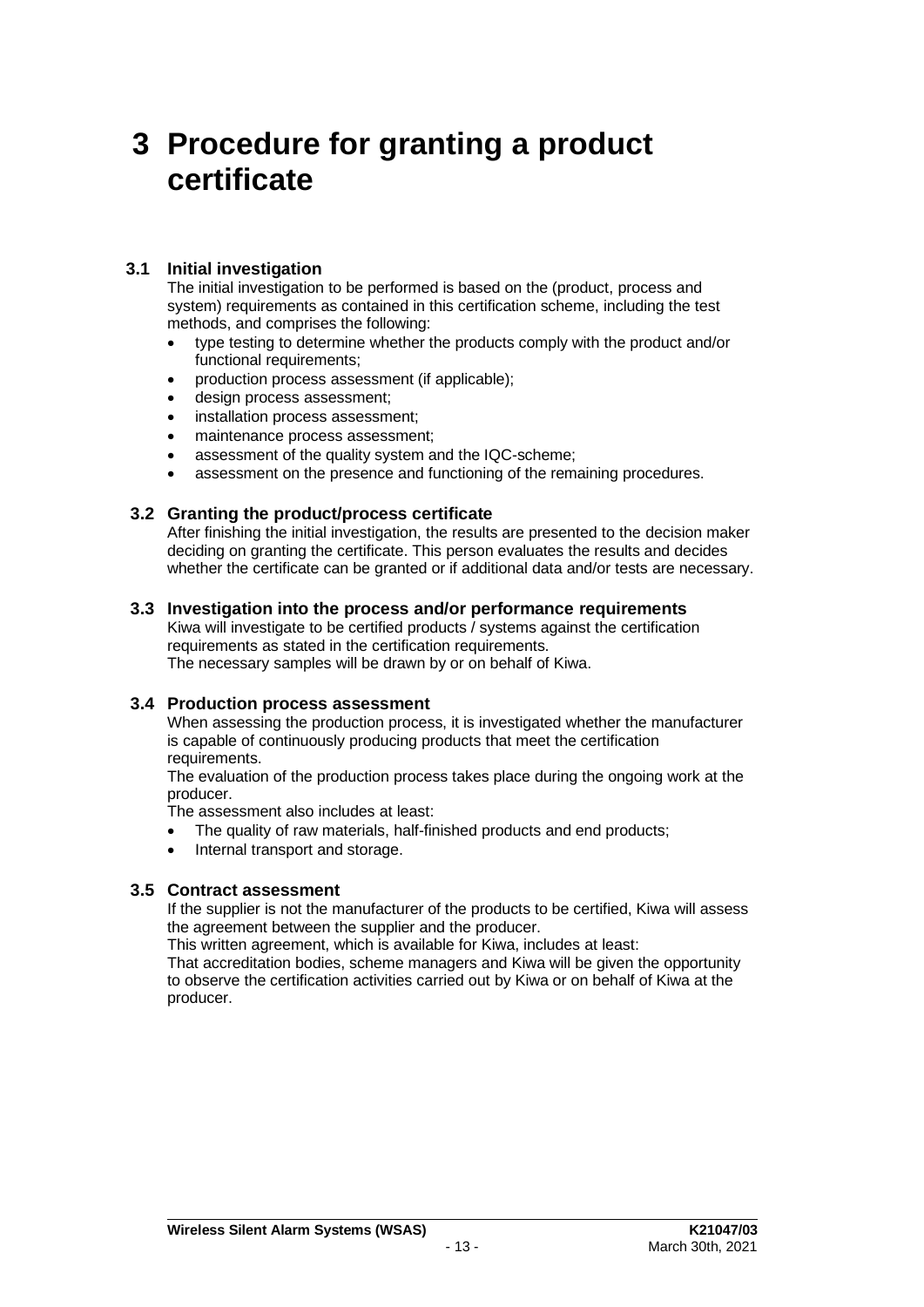# 3 Procedure for granting a product certificate

## 3.1 Initial investigation

The initial investigation to be performed is based on the (product, process and system) requirements as contained in this certification scheme, including the test methods, and comprises the following:

- type testing to determine whether the products comply with the product and/or functional requirements;
- production process assessment (if applicable);
- design process assessment;
- installation process assessment;
- maintenance process assessment;
- assessment of the quality system and the IQC-scheme;
- assessment on the presence and functioning of the remaining procedures.

## 3.2 Granting the product/process certificate

After finishing the initial investigation, the results are presented to the decision maker deciding on granting the certificate. This person evaluates the results and decides whether the certificate can be granted or if additional data and/or tests are necessary.

## 3.3 Investigation into the process and/or performance requirements

Kiwa will investigate to be certified products / systems against the certification requirements as stated in the certification requirements.
The necessary samples will be drawn by or on behalf of Kiwa.

## 3.4 Production process assessment

When assessing the production process, it is investigated whether the manufacturer is capable of continuously producing products that meet the certification requirements.
The evaluation of the production process takes place during the ongoing work at the producer.
The assessment also includes at least:

- The quality of raw materials, half-finished products and end products;
- Internal transport and storage.

## 3.5 Contract assessment

If the supplier is not the manufacturer of the products to be certified, Kiwa will assess the agreement between the supplier and the producer.
This written agreement, which is available for Kiwa, includes at least:
That accreditation bodies, scheme managers and Kiwa will be given the opportunity to observe the certification activities carried out by Kiwa or on behalf of Kiwa at the producer.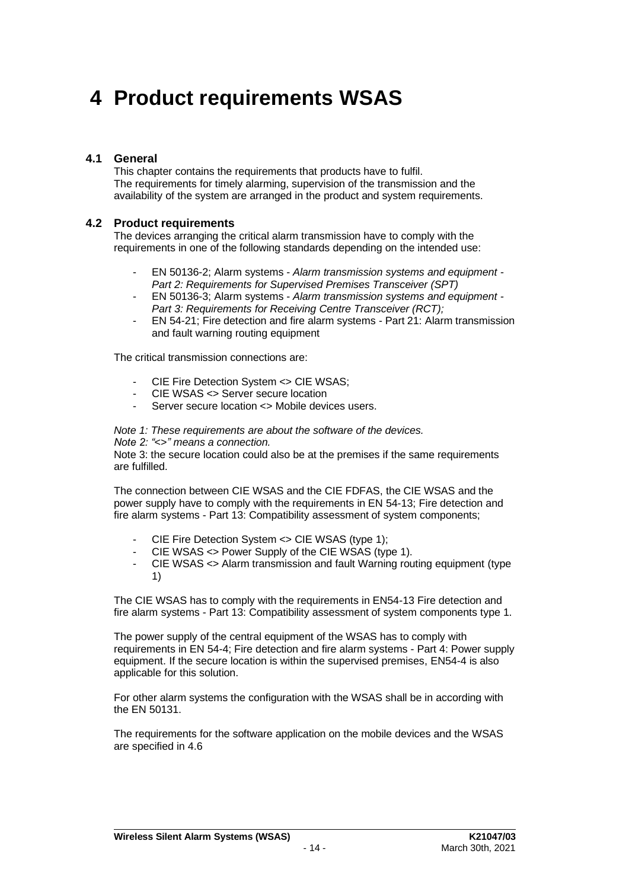# 4 Product requirements WSAS

## 4.1 General

This chapter contains the requirements that products have to fulfil.
The requirements for timely alarming, supervision of the transmission and the availability of the system are arranged in the product and system requirements.

## 4.2 Product requirements

The devices arranging the critical alarm transmission have to comply with the requirements in one of the following standards depending on the intended use:

- EN 50136-2; Alarm systems - *Alarm transmission systems and equipment - Part 2: Requirements for Supervised Premises Transceiver (SPT)*
- EN 50136-3; Alarm systems - *Alarm transmission systems and equipment - Part 3: Requirements for Receiving Centre Transceiver (RCT);*
- EN 54-21; Fire detection and fire alarm systems - Part 21: Alarm transmission and fault warning routing equipment

The critical transmission connections are:

- CIE Fire Detection System <> CIE WSAS;
- CIE WSAS <> Server secure location
- Server secure location <> Mobile devices users.

*Note 1: These requirements are about the software of the devices.*
*Note 2: "<>" means a connection.*
Note 3: the secure location could also be at the premises if the same requirements are fulfilled.

The connection between CIE WSAS and the CIE FDFAS, the CIE WSAS and the power supply have to comply with the requirements in EN 54-13; Fire detection and fire alarm systems - Part 13: Compatibility assessment of system components;

- CIE Fire Detection System <> CIE WSAS (type 1);
- CIE WSAS <> Power Supply of the CIE WSAS (type 1).
- CIE WSAS <> Alarm transmission and fault Warning routing equipment (type 1)

The CIE WSAS has to comply with the requirements in EN54-13 Fire detection and fire alarm systems - Part 13: Compatibility assessment of system components type 1.

The power supply of the central equipment of the WSAS has to comply with requirements in EN 54-4; Fire detection and fire alarm systems - Part 4: Power supply equipment. If the secure location is within the supervised premises, EN54-4 is also applicable for this solution.

For other alarm systems the configuration with the WSAS shall be in according with the EN 50131.

The requirements for the software application on the mobile devices and the WSAS are specified in 4.6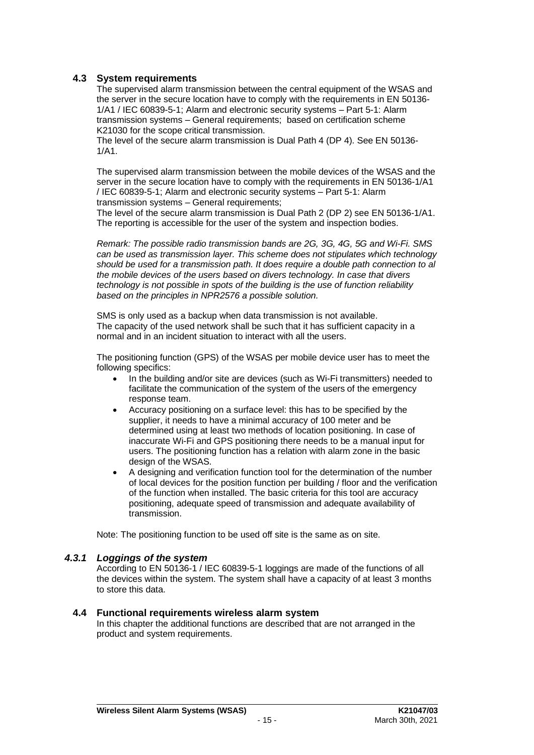## 4.3 System requirements

The supervised alarm transmission between the central equipment of the WSAS and the server in the secure location have to comply with the requirements in EN 50136-1/A1 / IEC 60839-5-1; Alarm and electronic security systems – Part 5-1: Alarm transmission systems – General requirements; based on certification scheme K21030 for the scope critical transmission.

The level of the secure alarm transmission is Dual Path 4 (DP 4). See EN 50136-1/A1.

The supervised alarm transmission between the mobile devices of the WSAS and the server in the secure location have to comply with the requirements in EN 50136-1/A1 / IEC 60839-5-1; Alarm and electronic security systems – Part 5-1: Alarm transmission systems – General requirements;

The level of the secure alarm transmission is Dual Path 2 (DP 2) see EN 50136-1/A1.

The reporting is accessible for the user of the system and inspection bodies.

*Remark: The possible radio transmission bands are 2G, 3G, 4G, 5G and Wi-Fi. SMS can be used as transmission layer. This scheme does not stipulates which technology should be used for a transmission path. It does require a double path connection to al the mobile devices of the users based on divers technology. In case that divers technology is not possible in spots of the building is the use of function reliability based on the principles in NPR2576 a possible solution.*

SMS is only used as a backup when data transmission is not available.

The capacity of the used network shall be such that it has sufficient capacity in a normal and in an incident situation to interact with all the users.

The positioning function (GPS) of the WSAS per mobile device user has to meet the following specifics:

- In the building and/or site are devices (such as Wi-Fi transmitters) needed to facilitate the communication of the system of the users of the emergency response team.
- Accuracy positioning on a surface level: this has to be specified by the supplier, it needs to have a minimal accuracy of 100 meter and be determined using at least two methods of location positioning. In case of inaccurate Wi-Fi and GPS positioning there needs to be a manual input for users. The positioning function has a relation with alarm zone in the basic design of the WSAS.
- A designing and verification function tool for the determination of the number of local devices for the position function per building / floor and the verification of the function when installed. The basic criteria for this tool are accuracy positioning, adequate speed of transmission and adequate availability of transmission.

Note: The positioning function to be used off site is the same as on site.

### *4.3.1 Loggings of the system*

According to EN 50136-1 / IEC 60839-5-1 loggings are made of the functions of all the devices within the system. The system shall have a capacity of at least 3 months to store this data.

## 4.4 Functional requirements wireless alarm system

In this chapter the additional functions are described that are not arranged in the product and system requirements.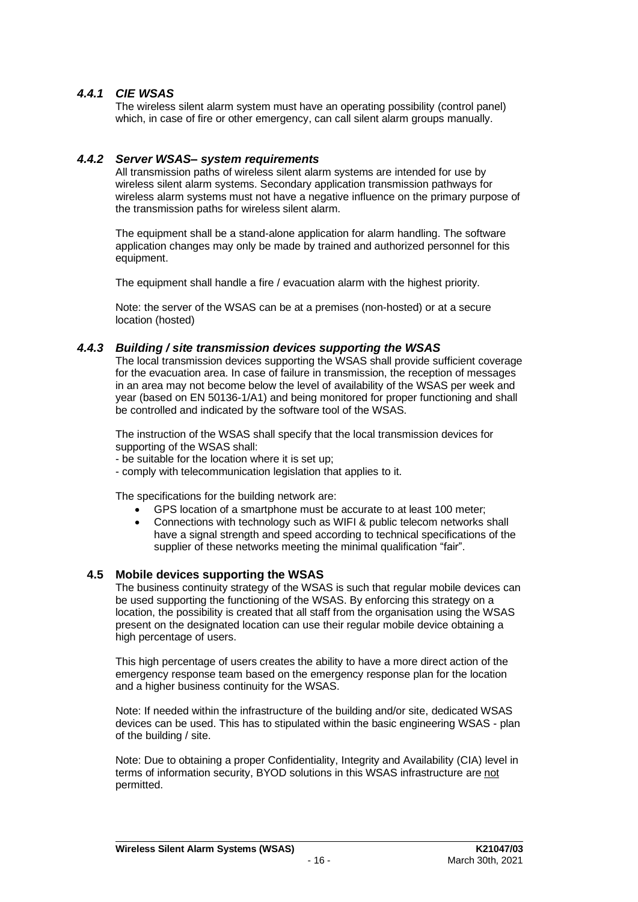### *4.4.1 CIE WSAS*

The wireless silent alarm system must have an operating possibility (control panel) which, in case of fire or other emergency, can call silent alarm groups manually.

### *4.4.2 Server WSAS– system requirements*

All transmission paths of wireless silent alarm systems are intended for use by wireless silent alarm systems. Secondary application transmission pathways for wireless alarm systems must not have a negative influence on the primary purpose of the transmission paths for wireless silent alarm.

The equipment shall be a stand-alone application for alarm handling. The software application changes may only be made by trained and authorized personnel for this equipment.

The equipment shall handle a fire / evacuation alarm with the highest priority.

Note: the server of the WSAS can be at a premises (non-hosted) or at a secure location (hosted)

### *4.4.3 Building / site transmission devices supporting the WSAS*

The local transmission devices supporting the WSAS shall provide sufficient coverage for the evacuation area. In case of failure in transmission, the reception of messages in an area may not become below the level of availability of the WSAS per week and year (based on EN 50136-1/A1) and being monitored for proper functioning and shall be controlled and indicated by the software tool of the WSAS.

The instruction of the WSAS shall specify that the local transmission devices for supporting of the WSAS shall:

- be suitable for the location where it is set up;
- comply with telecommunication legislation that applies to it.

The specifications for the building network are:

- GPS location of a smartphone must be accurate to at least 100 meter;
- Connections with technology such as WIFI & public telecom networks shall have a signal strength and speed according to technical specifications of the supplier of these networks meeting the minimal qualification "fair".

## 4.5 Mobile devices supporting the WSAS

The business continuity strategy of the WSAS is such that regular mobile devices can be used supporting the functioning of the WSAS. By enforcing this strategy on a location, the possibility is created that all staff from the organisation using the WSAS present on the designated location can use their regular mobile device obtaining a high percentage of users.

This high percentage of users creates the ability to have a more direct action of the emergency response team based on the emergency response plan for the location and a higher business continuity for the WSAS.

Note: If needed within the infrastructure of the building and/or site, dedicated WSAS devices can be used. This has to stipulated within the basic engineering WSAS - plan of the building / site.

Note: Due to obtaining a proper Confidentiality, Integrity and Availability (CIA) level in terms of information security, BYOD solutions in this WSAS infrastructure are not permitted.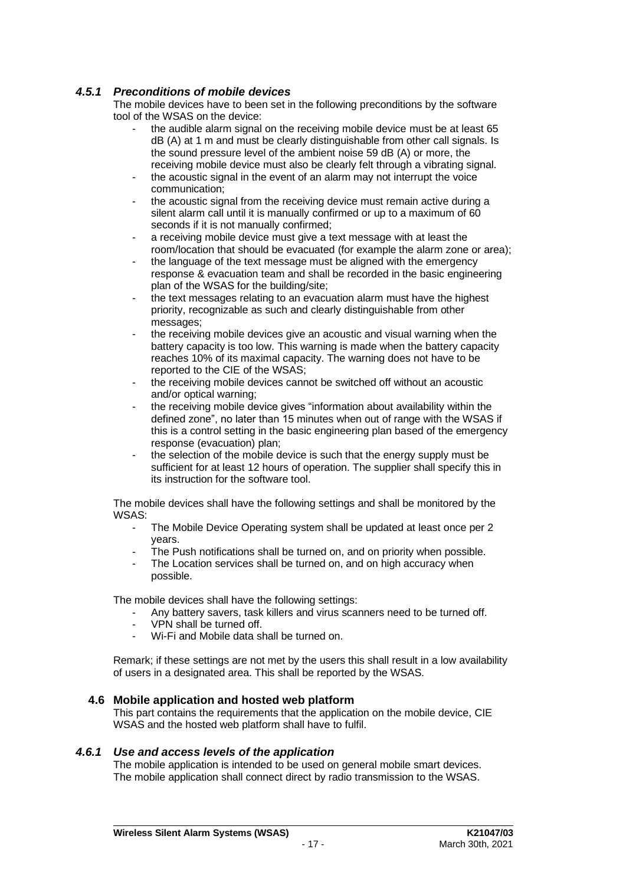### *4.5.1 Preconditions of mobile devices*

The mobile devices have to been set in the following preconditions by the software tool of the WSAS on the device:

- the audible alarm signal on the receiving mobile device must be at least 65 dB (A) at 1 m and must be clearly distinguishable from other call signals. Is the sound pressure level of the ambient noise 59 dB (A) or more, the receiving mobile device must also be clearly felt through a vibrating signal.
- the acoustic signal in the event of an alarm may not interrupt the voice communication;
- the acoustic signal from the receiving device must remain active during a silent alarm call until it is manually confirmed or up to a maximum of 60 seconds if it is not manually confirmed;
- a receiving mobile device must give a text message with at least the room/location that should be evacuated (for example the alarm zone or area);
- the language of the text message must be aligned with the emergency response & evacuation team and shall be recorded in the basic engineering plan of the WSAS for the building/site;
- the text messages relating to an evacuation alarm must have the highest priority, recognizable as such and clearly distinguishable from other messages;
- the receiving mobile devices give an acoustic and visual warning when the battery capacity is too low. This warning is made when the battery capacity reaches 10% of its maximal capacity. The warning does not have to be reported to the CIE of the WSAS;
- the receiving mobile devices cannot be switched off without an acoustic and/or optical warning;
- the receiving mobile device gives "information about availability within the defined zone", no later than 15 minutes when out of range with the WSAS if this is a control setting in the basic engineering plan based of the emergency response (evacuation) plan;
- the selection of the mobile device is such that the energy supply must be sufficient for at least 12 hours of operation. The supplier shall specify this in its instruction for the software tool.

The mobile devices shall have the following settings and shall be monitored by the WSAS:

- The Mobile Device Operating system shall be updated at least once per 2 years.
- The Push notifications shall be turned on, and on priority when possible.
- The Location services shall be turned on, and on high accuracy when possible.

The mobile devices shall have the following settings:

- Any battery savers, task killers and virus scanners need to be turned off.
- VPN shall be turned off.
- Wi-Fi and Mobile data shall be turned on.

Remark; if these settings are not met by the users this shall result in a low availability of users in a designated area. This shall be reported by the WSAS.

## 4.6 Mobile application and hosted web platform

This part contains the requirements that the application on the mobile device, CIE WSAS and the hosted web platform shall have to fulfil.

### *4.6.1 Use and access levels of the application*

The mobile application is intended to be used on general mobile smart devices. The mobile application shall connect direct by radio transmission to the WSAS.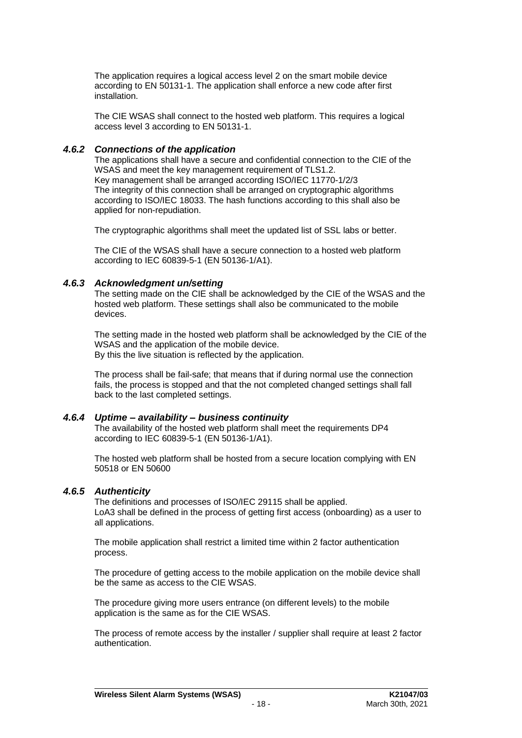The application requires a logical access level 2 on the smart mobile device according to EN 50131-1. The application shall enforce a new code after first installation.

The CIE WSAS shall connect to the hosted web platform. This requires a logical access level 3 according to EN 50131-1.

### *4.6.2 Connections of the application*

The applications shall have a secure and confidential connection to the CIE of the WSAS and meet the key management requirement of TLS1.2.
Key management shall be arranged according ISO/IEC 11770-1/2/3
The integrity of this connection shall be arranged on cryptographic algorithms according to ISO/IEC 18033. The hash functions according to this shall also be applied for non-repudiation.

The cryptographic algorithms shall meet the updated list of SSL labs or better.

The CIE of the WSAS shall have a secure connection to a hosted web platform according to IEC 60839-5-1 (EN 50136-1/A1).

### *4.6.3 Acknowledgment un/setting*

The setting made on the CIE shall be acknowledged by the CIE of the WSAS and the hosted web platform. These settings shall also be communicated to the mobile devices.

The setting made in the hosted web platform shall be acknowledged by the CIE of the WSAS and the application of the mobile device.
By this the live situation is reflected by the application.

The process shall be fail-safe; that means that if during normal use the connection fails, the process is stopped and that the not completed changed settings shall fall back to the last completed settings.

### *4.6.4 Uptime – availability – business continuity*

The availability of the hosted web platform shall meet the requirements DP4 according to IEC 60839-5-1 (EN 50136-1/A1).

The hosted web platform shall be hosted from a secure location complying with EN 50518 or EN 50600

### *4.6.5 Authenticity*

The definitions and processes of ISO/IEC 29115 shall be applied.
LoA3 shall be defined in the process of getting first access (onboarding) as a user to all applications.

The mobile application shall restrict a limited time within 2 factor authentication process.

The procedure of getting access to the mobile application on the mobile device shall be the same as access to the CIE WSAS.

The procedure giving more users entrance (on different levels) to the mobile application is the same as for the CIE WSAS.

The process of remote access by the installer / supplier shall require at least 2 factor authentication.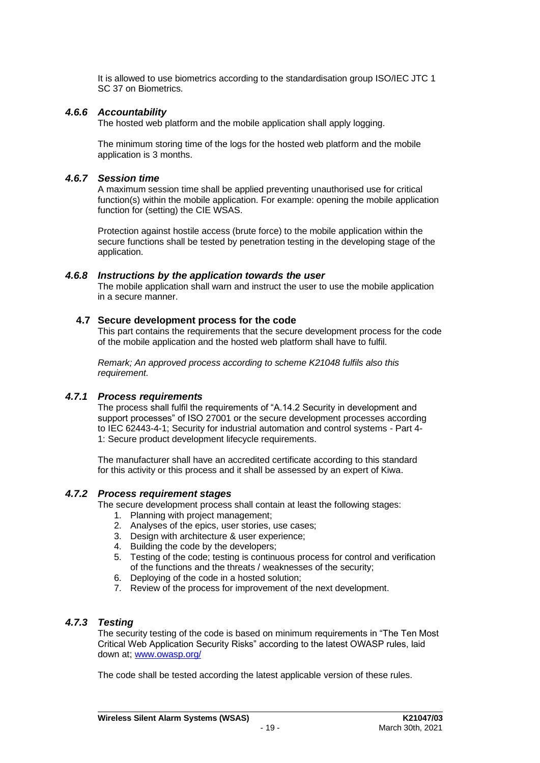It is allowed to use biometrics according to the standardisation group ISO/IEC JTC 1 SC 37 on Biometrics.

### *4.6.6 Accountability*

The hosted web platform and the mobile application shall apply logging.

The minimum storing time of the logs for the hosted web platform and the mobile application is 3 months.

### *4.6.7 Session time*

A maximum session time shall be applied preventing unauthorised use for critical function(s) within the mobile application. For example: opening the mobile application function for (setting) the CIE WSAS.

Protection against hostile access (brute force) to the mobile application within the secure functions shall be tested by penetration testing in the developing stage of the application.

### *4.6.8 Instructions by the application towards the user*

The mobile application shall warn and instruct the user to use the mobile application in a secure manner.

## 4.7 Secure development process for the code

This part contains the requirements that the secure development process for the code of the mobile application and the hosted web platform shall have to fulfil.

*Remark; An approved process according to scheme K21048 fulfils also this requirement.*

### *4.7.1 Process requirements*

The process shall fulfil the requirements of "A.14.2 Security in development and support processes" of ISO 27001 or the secure development processes according to IEC 62443-4-1; Security for industrial automation and control systems - Part 4-1: Secure product development lifecycle requirements.

The manufacturer shall have an accredited certificate according to this standard for this activity or this process and it shall be assessed by an expert of Kiwa.

### *4.7.2 Process requirement stages*

The secure development process shall contain at least the following stages:

1. Planning with project management;
2. Analyses of the epics, user stories, use cases;
3. Design with architecture & user experience;
4. Building the code by the developers;
5. Testing of the code; testing is continuous process for control and verification of the functions and the threats / weaknesses of the security;
6. Deploying of the code in a hosted solution;
7. Review of the process for improvement of the next development.

### *4.7.3 Testing*

The security testing of the code is based on minimum requirements in "The Ten Most Critical Web Application Security Risks" according to the latest OWASP rules, laid down at; [www.owasp.org/](http://www.owasp.org/)

The code shall be tested according the latest applicable version of these rules.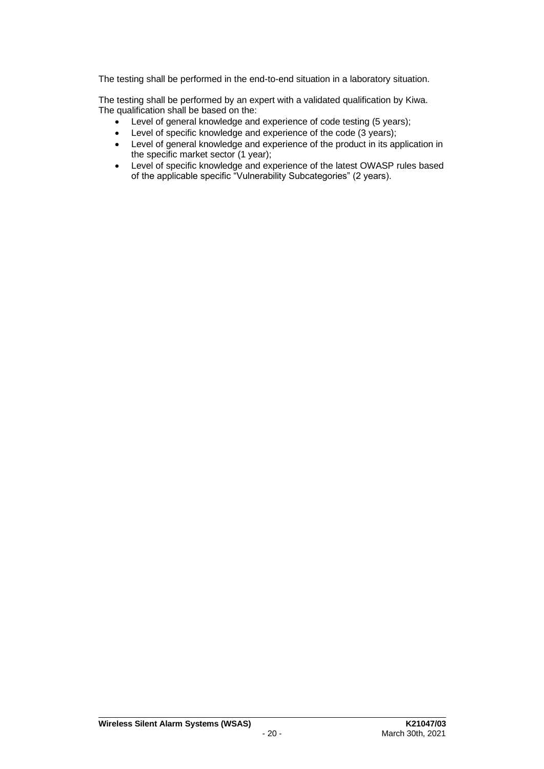The testing shall be performed in the end-to-end situation in a laboratory situation.

The testing shall be performed by an expert with a validated qualification by Kiwa. The qualification shall be based on the:

- Level of general knowledge and experience of code testing (5 years);
- Level of specific knowledge and experience of the code (3 years);
- Level of general knowledge and experience of the product in its application in the specific market sector (1 year);
- Level of specific knowledge and experience of the latest OWASP rules based of the applicable specific "Vulnerability Subcategories" (2 years).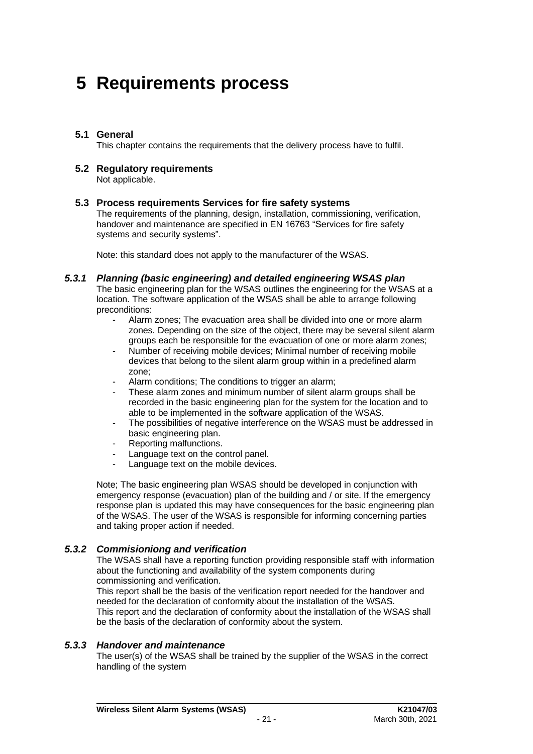# 5 Requirements process

## 5.1 General

This chapter contains the requirements that the delivery process have to fulfil.

## 5.2 Regulatory requirements

Not applicable.

## 5.3 Process requirements Services for fire safety systems

The requirements of the planning, design, installation, commissioning, verification, handover and maintenance are specified in EN 16763 "Services for fire safety systems and security systems".

Note: this standard does not apply to the manufacturer of the WSAS.

### *5.3.1 Planning (basic engineering) and detailed engineering WSAS plan*

The basic engineering plan for the WSAS outlines the engineering for the WSAS at a location. The software application of the WSAS shall be able to arrange following preconditions:

- Alarm zones; The evacuation area shall be divided into one or more alarm zones. Depending on the size of the object, there may be several silent alarm groups each be responsible for the evacuation of one or more alarm zones;
- Number of receiving mobile devices; Minimal number of receiving mobile devices that belong to the silent alarm group within in a predefined alarm zone;
- Alarm conditions; The conditions to trigger an alarm;
- These alarm zones and minimum number of silent alarm groups shall be recorded in the basic engineering plan for the system for the location and to able to be implemented in the software application of the WSAS.
- The possibilities of negative interference on the WSAS must be addressed in basic engineering plan.
- Reporting malfunctions.
- Language text on the control panel.
- Language text on the mobile devices.

Note; The basic engineering plan WSAS should be developed in conjunction with emergency response (evacuation) plan of the building and / or site. If the emergency response plan is updated this may have consequences for the basic engineering plan of the WSAS. The user of the WSAS is responsible for informing concerning parties and taking proper action if needed.

### *5.3.2 Commisioniong and verification*

The WSAS shall have a reporting function providing responsible staff with information about the functioning and availability of the system components during commissioning and verification.

This report shall be the basis of the verification report needed for the handover and needed for the declaration of conformity about the installation of the WSAS.

This report and the declaration of conformity about the installation of the WSAS shall be the basis of the declaration of conformity about the system.

### *5.3.3 Handover and maintenance*

The user(s) of the WSAS shall be trained by the supplier of the WSAS in the correct handling of the system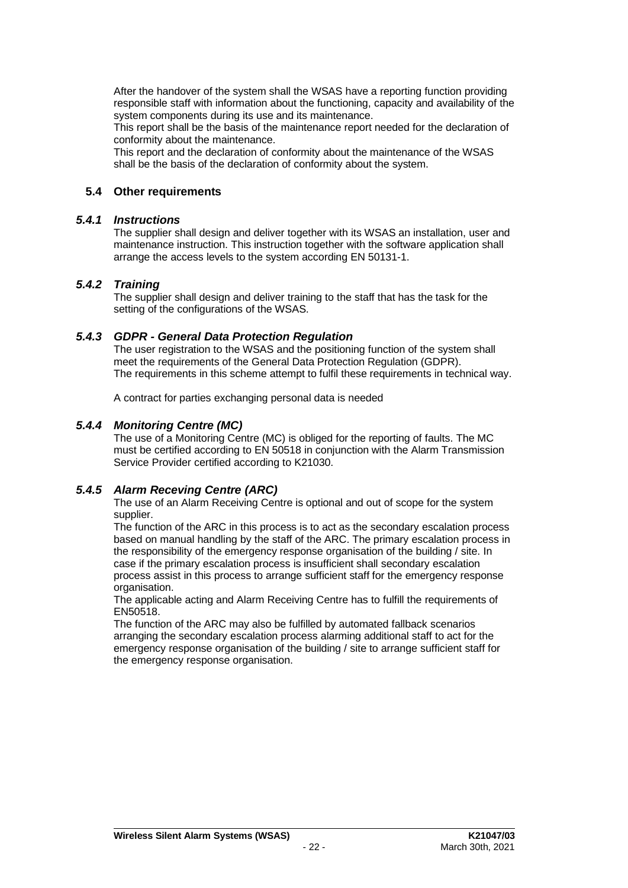After the handover of the system shall the WSAS have a reporting function providing responsible staff with information about the functioning, capacity and availability of the system components during its use and its maintenance.
This report shall be the basis of the maintenance report needed for the declaration of conformity about the maintenance.
This report and the declaration of conformity about the maintenance of the WSAS shall be the basis of the declaration of conformity about the system.

## 5.4 Other requirements

### *5.4.1 Instructions*

The supplier shall design and deliver together with its WSAS an installation, user and maintenance instruction. This instruction together with the software application shall arrange the access levels to the system according EN 50131-1.

### *5.4.2 Training*

The supplier shall design and deliver training to the staff that has the task for the setting of the configurations of the WSAS.

### *5.4.3 GDPR - General Data Protection Regulation*

The user registration to the WSAS and the positioning function of the system shall meet the requirements of the General Data Protection Regulation (GDPR).
The requirements in this scheme attempt to fulfil these requirements in technical way.

A contract for parties exchanging personal data is needed

### *5.4.4 Monitoring Centre (MC)*

The use of a Monitoring Centre (MC) is obliged for the reporting of faults. The MC must be certified according to EN 50518 in conjunction with the Alarm Transmission Service Provider certified according to K21030.

### *5.4.5 Alarm Receving Centre (ARC)*

The use of an Alarm Receiving Centre is optional and out of scope for the system supplier.
The function of the ARC in this process is to act as the secondary escalation process based on manual handling by the staff of the ARC. The primary escalation process in the responsibility of the emergency response organisation of the building / site. In case if the primary escalation process is insufficient shall secondary escalation process assist in this process to arrange sufficient staff for the emergency response organisation.
The applicable acting and Alarm Receiving Centre has to fulfill the requirements of EN50518.
The function of the ARC may also be fulfilled by automated fallback scenarios arranging the secondary escalation process alarming additional staff to act for the emergency response organisation of the building / site to arrange sufficient staff for the emergency response organisation.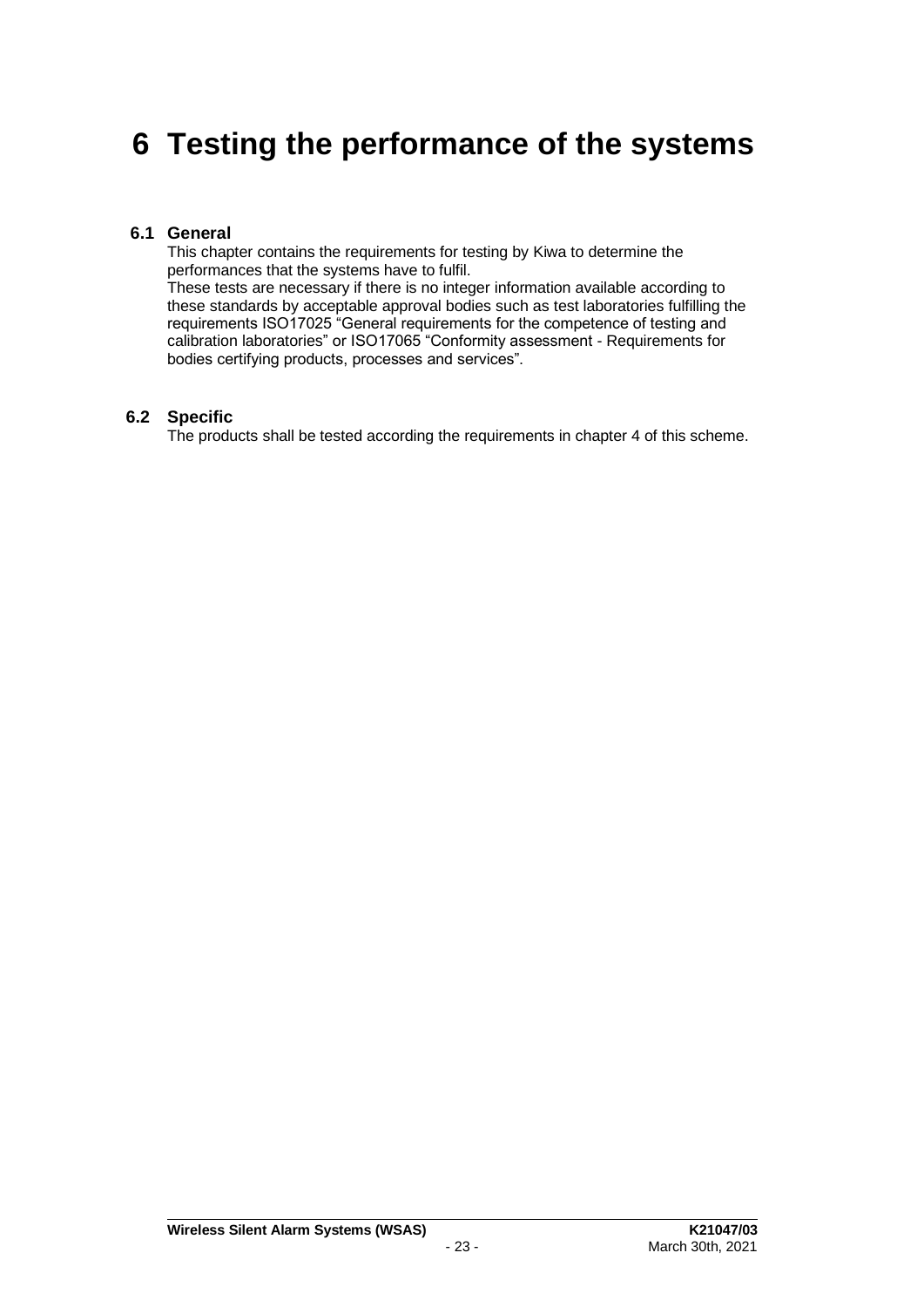# 6 Testing the performance of the systems

## 6.1 General

This chapter contains the requirements for testing by Kiwa to determine the performances that the systems have to fulfil.
These tests are necessary if there is no integer information available according to these standards by acceptable approval bodies such as test laboratories fulfilling the requirements ISO17025 “General requirements for the competence of testing and calibration laboratories” or ISO17065 “Conformity assessment - Requirements for bodies certifying products, processes and services”.

## 6.2 Specific

The products shall be tested according the requirements in chapter 4 of this scheme.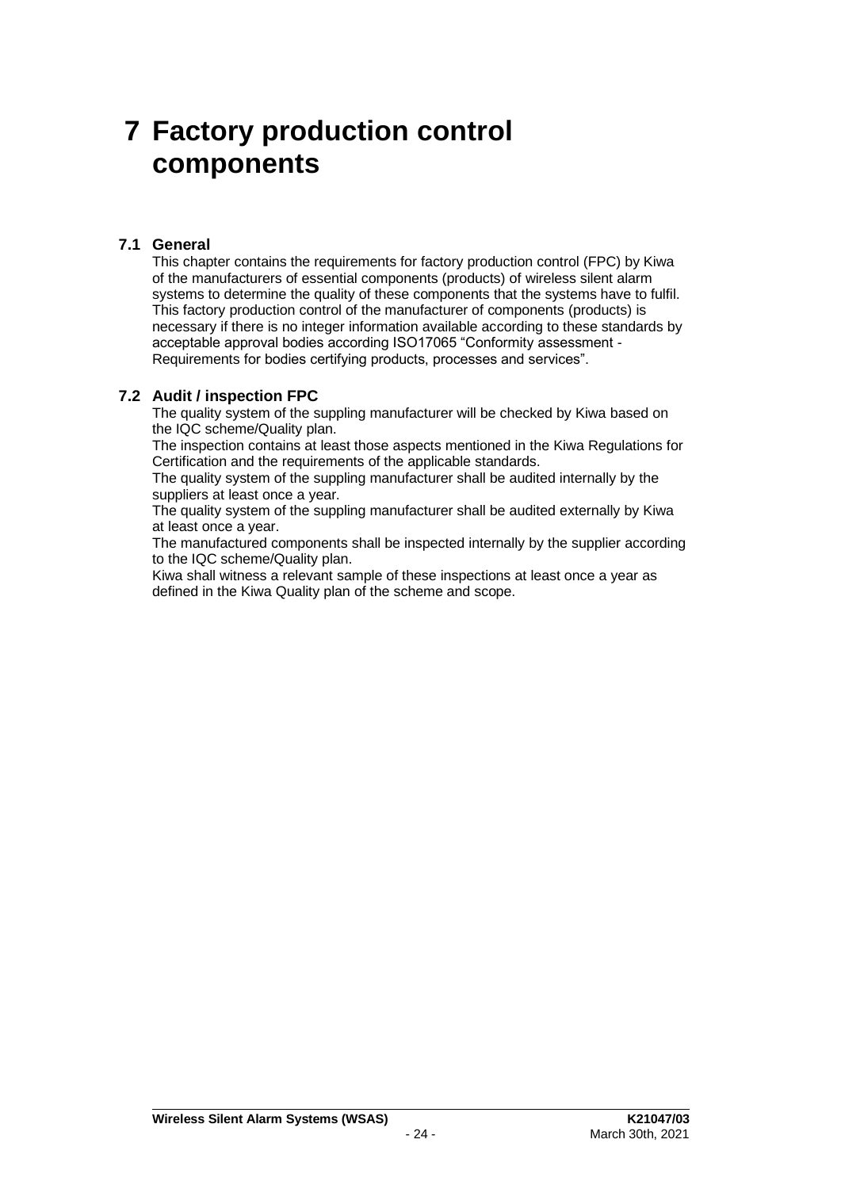# 7 Factory production control components

## 7.1 General

This chapter contains the requirements for factory production control (FPC) by Kiwa of the manufacturers of essential components (products) of wireless silent alarm systems to determine the quality of these components that the systems have to fulfil. This factory production control of the manufacturer of components (products) is necessary if there is no integer information available according to these standards by acceptable approval bodies according ISO17065 “Conformity assessment - Requirements for bodies certifying products, processes and services”.

## 7.2 Audit / inspection FPC

The quality system of the suppling manufacturer will be checked by Kiwa based on the IQC scheme/Quality plan.

The inspection contains at least those aspects mentioned in the Kiwa Regulations for Certification and the requirements of the applicable standards.

The quality system of the suppling manufacturer shall be audited internally by the suppliers at least once a year.

The quality system of the suppling manufacturer shall be audited externally by Kiwa at least once a year.

The manufactured components shall be inspected internally by the supplier according to the IQC scheme/Quality plan.

Kiwa shall witness a relevant sample of these inspections at least once a year as defined in the Kiwa Quality plan of the scheme and scope.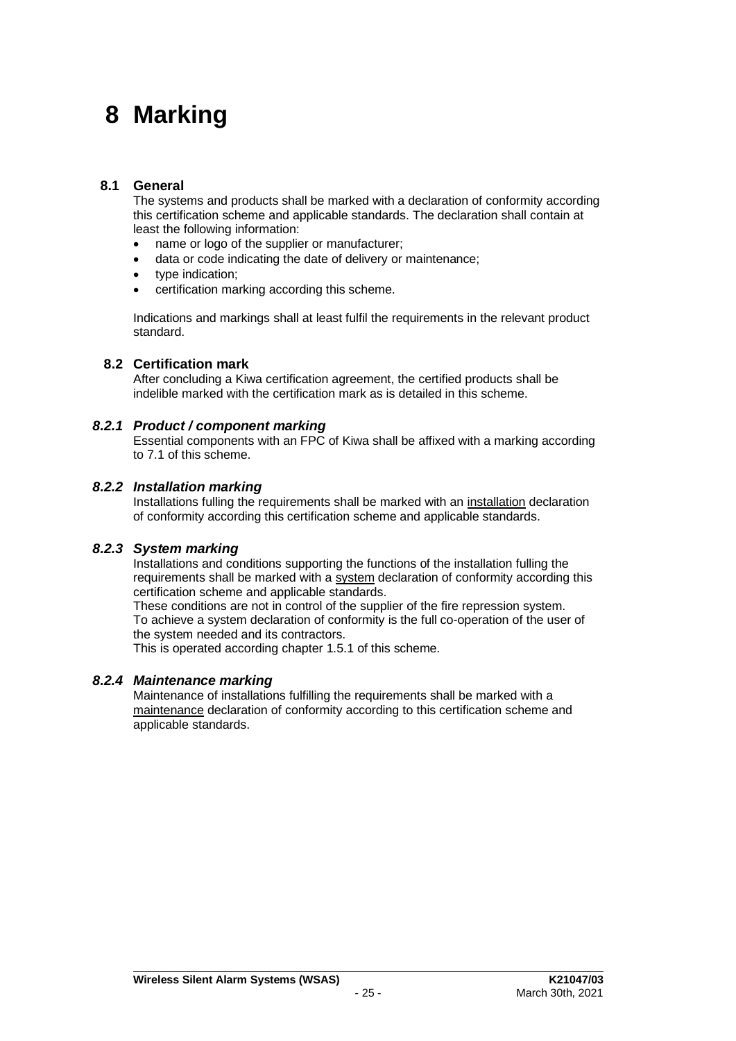# 8 Marking

## 8.1 General

The systems and products shall be marked with a declaration of conformity according this certification scheme and applicable standards. The declaration shall contain at least the following information:

- name or logo of the supplier or manufacturer;
- data or code indicating the date of delivery or maintenance;
- type indication;
- certification marking according this scheme.

Indications and markings shall at least fulfil the requirements in the relevant product standard.

## 8.2 Certification mark

After concluding a Kiwa certification agreement, the certified products shall be indelible marked with the certification mark as is detailed in this scheme.

### *8.2.1 Product / component marking*

Essential components with an FPC of Kiwa shall be affixed with a marking according to 7.1 of this scheme.

### *8.2.2 Installation marking*

Installations fulling the requirements shall be marked with an installation declaration of conformity according this certification scheme and applicable standards.

### *8.2.3 System marking*

Installations and conditions supporting the functions of the installation fulling the requirements shall be marked with a system declaration of conformity according this certification scheme and applicable standards.
These conditions are not in control of the supplier of the fire repression system.
To achieve a system declaration of conformity is the full co-operation of the user of the system needed and its contractors.
This is operated according chapter 1.5.1 of this scheme.

### *8.2.4 Maintenance marking*

Maintenance of installations fulfilling the requirements shall be marked with a maintenance declaration of conformity according to this certification scheme and applicable standards.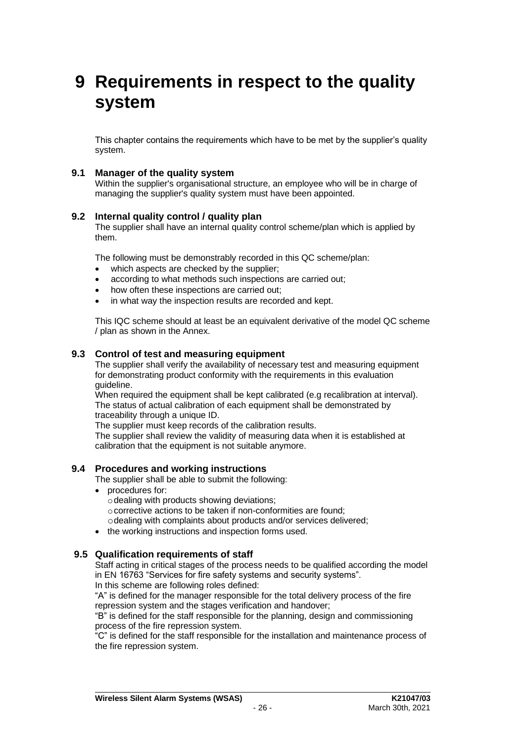# 9 Requirements in respect to the quality system

This chapter contains the requirements which have to be met by the supplier's quality system.

## 9.1 Manager of the quality system

Within the supplier's organisational structure, an employee who will be in charge of managing the supplier's quality system must have been appointed.

## 9.2 Internal quality control / quality plan

The supplier shall have an internal quality control scheme/plan which is applied by them.

The following must be demonstrably recorded in this QC scheme/plan:

- which aspects are checked by the supplier;
- according to what methods such inspections are carried out;
- how often these inspections are carried out;
- in what way the inspection results are recorded and kept.

This IQC scheme should at least be an equivalent derivative of the model QC scheme / plan as shown in the Annex.

## 9.3 Control of test and measuring equipment

The supplier shall verify the availability of necessary test and measuring equipment for demonstrating product conformity with the requirements in this evaluation guideline.
When required the equipment shall be kept calibrated (e.g recalibration at interval).
The status of actual calibration of each equipment shall be demonstrated by traceability through a unique ID.
The supplier must keep records of the calibration results.
The supplier shall review the validity of measuring data when it is established at calibration that the equipment is not suitable anymore.

## 9.4 Procedures and working instructions

The supplier shall be able to submit the following:

- procedures for:
  - dealing with products showing deviations;
  - corrective actions to be taken if non-conformities are found;
  - dealing with complaints about products and/or services delivered;
- the working instructions and inspection forms used.

## 9.5 Qualification requirements of staff

Staff acting in critical stages of the process needs to be qualified according the model in EN 16763 "Services for fire safety systems and security systems".
In this scheme are following roles defined:
"A" is defined for the manager responsible for the total delivery process of the fire repression system and the stages verification and handover;
"B" is defined for the staff responsible for the planning, design and commissioning process of the fire repression system.
"C" is defined for the staff responsible for the installation and maintenance process of the fire repression system.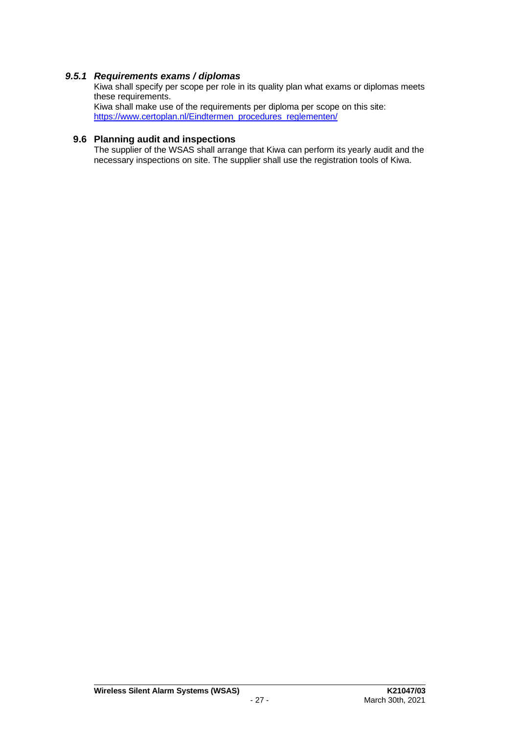#### *9.5.1 Requirements exams / diplomas*

Kiwa shall specify per scope per role in its quality plan what exams or diplomas meets these requirements.
Kiwa shall make use of the requirements per diploma per scope on this site: [https://www.certoplan.nl/Eindtermen_procedures_reglementen/](https://www.certoplan.nl/Eindtermen_procedures_reglementen/)

### 9.6 Planning audit and inspections

The supplier of the WSAS shall arrange that Kiwa can perform its yearly audit and the necessary inspections on site. The supplier shall use the registration tools of Kiwa.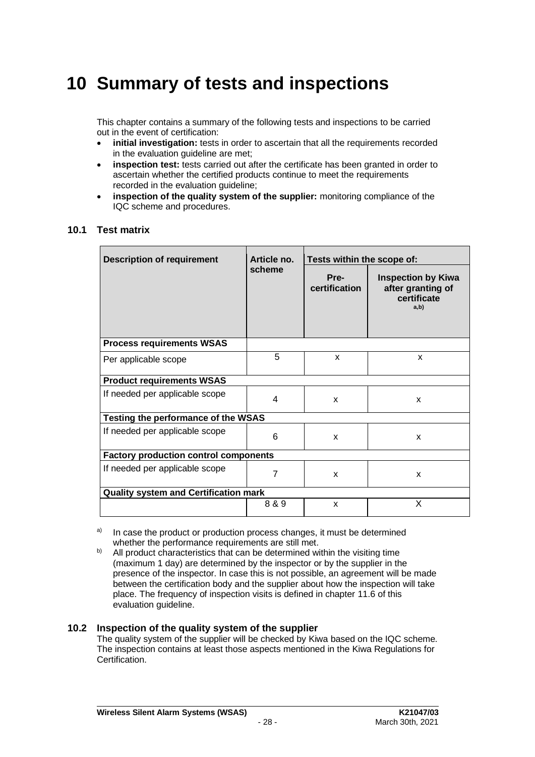# 10 Summary of tests and inspections

This chapter contains a summary of the following tests and inspections to be carried out in the event of certification:

- **initial investigation:** tests in order to ascertain that all the requirements recorded in the evaluation guideline are met;
- **inspection test:** tests carried out after the certificate has been granted in order to ascertain whether the certified products continue to meet the requirements recorded in the evaluation guideline;
- **inspection of the quality system of the supplier:** monitoring compliance of the IQC scheme and procedures.

## 10.1 Test matrix

| Description of requirement | Article no. scheme | Tests within the scope of: | |
|---|---|---|---|
| | | Pre-certification | Inspection by Kiwa after granting of certificate [a,b)] |
| **Process requirements WSAS** | | | |
| Per applicable scope | 5 | x | x |
| **Product requirements WSAS** | | | |
| If needed per applicable scope | 4 | x | x |
| **Testing the performance of the WSAS** | | | |
| If needed per applicable scope | 6 | x | x |
| **Factory production control components** | | | |
| If needed per applicable scope | 7 | x | x |
| **Quality system and Certification mark** | | | |
| | 8 & 9 | x | X |

[a)] In case the product or production process changes, it must be determined whether the performance requirements are still met.

[b)] All product characteristics that can be determined within the visiting time (maximum 1 day) are determined by the inspector or by the supplier in the presence of the inspector. In case this is not possible, an agreement will be made between the certification body and the supplier about how the inspection will take place. The frequency of inspection visits is defined in chapter 11.6 of this evaluation guideline.

## 10.2 Inspection of the quality system of the supplier

The quality system of the supplier will be checked by Kiwa based on the IQC scheme. The inspection contains at least those aspects mentioned in the Kiwa Regulations for Certification.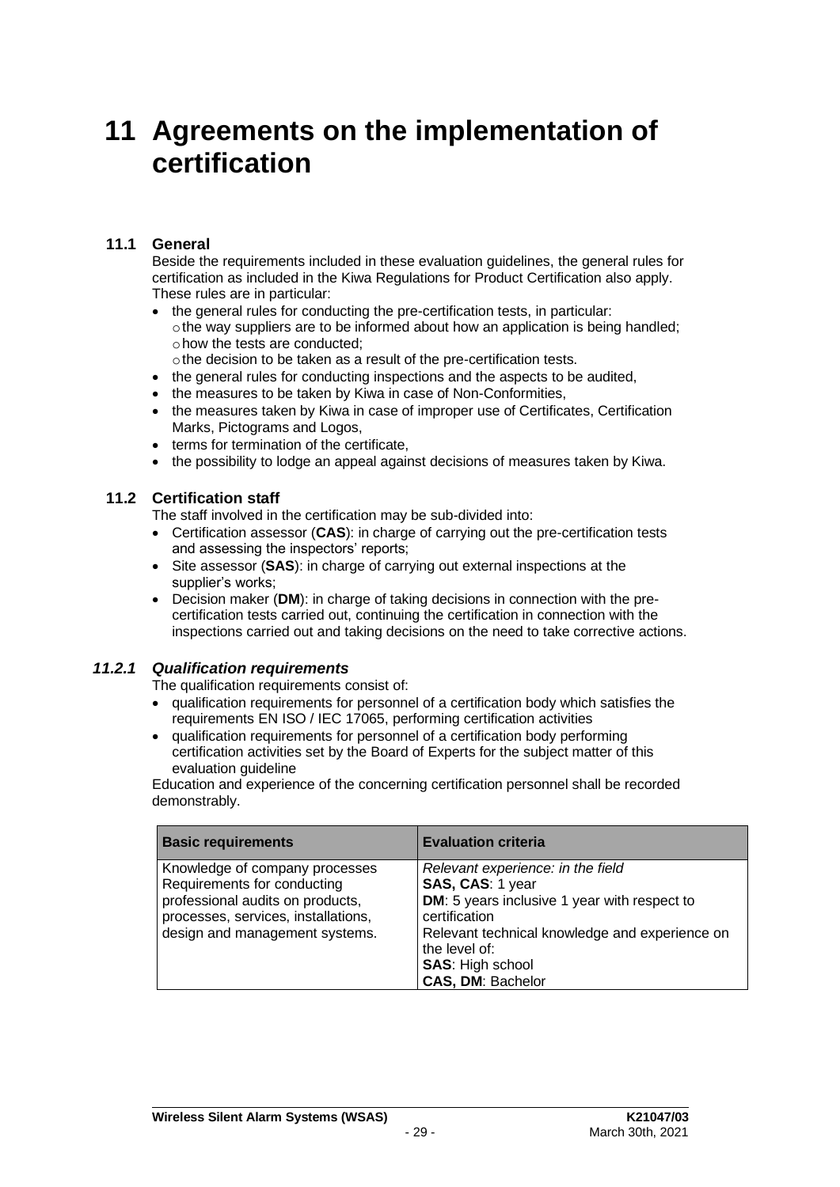# 11 Agreements on the implementation of certification

## 11.1 General

Beside the requirements included in these evaluation guidelines, the general rules for certification as included in the Kiwa Regulations for Product Certification also apply. These rules are in particular:

- the general rules for conducting the pre-certification tests, in particular:
  - the way suppliers are to be informed about how an application is being handled;
  - how the tests are conducted;
  - the decision to be taken as a result of the pre-certification tests.
- the general rules for conducting inspections and the aspects to be audited,
- the measures to be taken by Kiwa in case of Non-Conformities,
- the measures taken by Kiwa in case of improper use of Certificates, Certification Marks, Pictograms and Logos,
- terms for termination of the certificate,
- the possibility to lodge an appeal against decisions of measures taken by Kiwa.

## 11.2 Certification staff

The staff involved in the certification may be sub-divided into:

- Certification assessor (**CAS**): in charge of carrying out the pre-certification tests and assessing the inspectors' reports;
- Site assessor (**SAS**): in charge of carrying out external inspections at the supplier's works;
- Decision maker (**DM**): in charge of taking decisions in connection with the pre-certification tests carried out, continuing the certification in connection with the inspections carried out and taking decisions on the need to take corrective actions.

### *11.2.1 Qualification requirements*

The qualification requirements consist of:

- qualification requirements for personnel of a certification body which satisfies the requirements EN ISO / IEC 17065, performing certification activities
- qualification requirements for personnel of a certification body performing certification activities set by the Board of Experts for the subject matter of this evaluation guideline

Education and experience of the concerning certification personnel shall be recorded demonstrably.

| Basic requirements | Evaluation criteria |
|---|---|
| Knowledge of company processes<br>Requirements for conducting professional audits on products, processes, services, installations, design and management systems. | *Relevant experience: in the field*<br>**SAS, CAS**: 1 year<br>**DM**: 5 years inclusive 1 year with respect to certification<br>Relevant technical knowledge and experience on the level of:<br>**SAS**: High school<br>**CAS, DM**: Bachelor |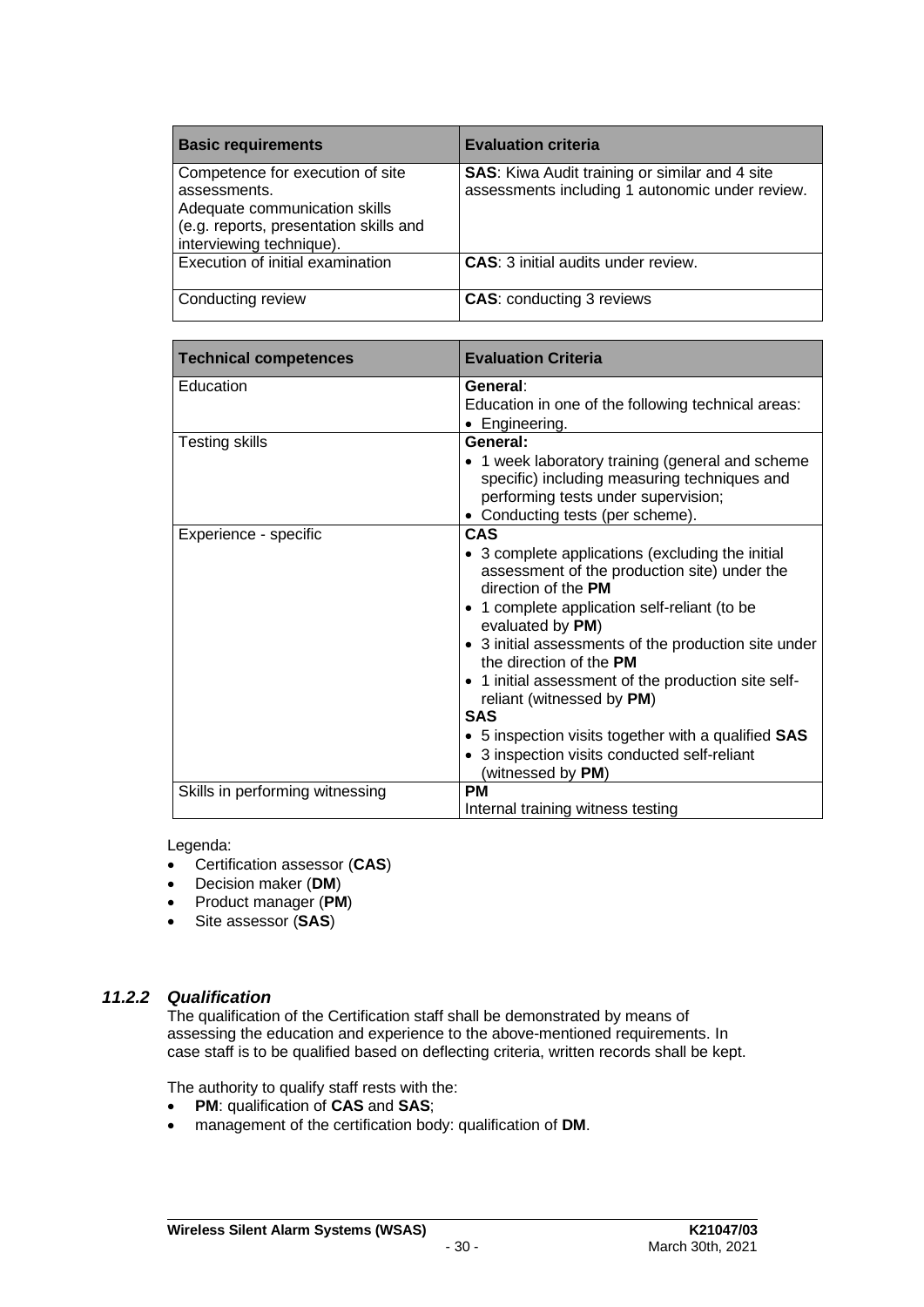| **Basic requirements** | **Evaluation criteria** |
|---|---|
| Competence for execution of site assessments.<br>Adequate communication skills (e.g. reports, presentation skills and interviewing technique). | **SAS**: Kiwa Audit training or similar and 4 site assessments including 1 autonomic under review. |
| Execution of initial examination | **CAS**: 3 initial audits under review. |
| Conducting review | **CAS**: conducting 3 reviews |

| **Technical competences** | **Evaluation Criteria** |
|---|---|
| Education | **General**:<br>Education in one of the following technical areas:<br>• Engineering. |
| Testing skills | **General:**<br>• 1 week laboratory training (general and scheme specific) including measuring techniques and performing tests under supervision;<br>• Conducting tests (per scheme). |
| Experience - specific | **CAS**<br>• 3 complete applications (excluding the initial assessment of the production site) under the direction of the **PM**<br>• 1 complete application self-reliant (to be evaluated by **PM**)<br>• 3 initial assessments of the production site under the direction of the **PM**<br>• 1 initial assessment of the production site self-reliant (witnessed by **PM**)<br>**SAS**<br>• 5 inspection visits together with a qualified **SAS**<br>• 3 inspection visits conducted self-reliant (witnessed by **PM**) |
| Skills in performing witnessing | **PM**<br>Internal training witness testing |

Legenda:

- Certification assessor (**CAS**)
- Decision maker (**DM**)
- Product manager (**PM**)
- Site assessor (**SAS**)

### *11.2.2 Qualification*

The qualification of the Certification staff shall be demonstrated by means of assessing the education and experience to the above-mentioned requirements. In case staff is to be qualified based on deflecting criteria, written records shall be kept.

The authority to qualify staff rests with the:

- **PM**: qualification of **CAS** and **SAS**;
- management of the certification body: qualification of **DM**.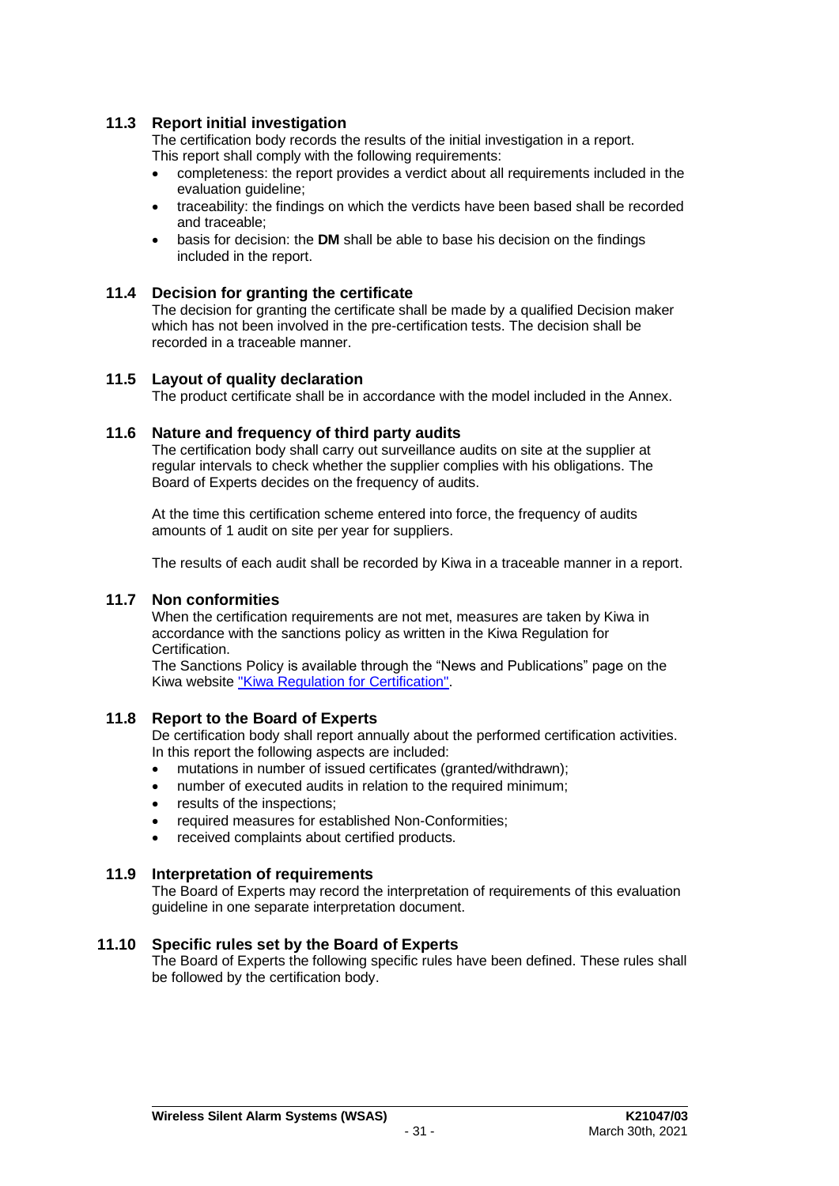### 11.3 Report initial investigation

The certification body records the results of the initial investigation in a report. This report shall comply with the following requirements:

- completeness: the report provides a verdict about all requirements included in the evaluation guideline;
- traceability: the findings on which the verdicts have been based shall be recorded and traceable;
- basis for decision: the **DM** shall be able to base his decision on the findings included in the report.

### 11.4 Decision for granting the certificate

The decision for granting the certificate shall be made by a qualified Decision maker which has not been involved in the pre-certification tests. The decision shall be recorded in a traceable manner.

### 11.5 Layout of quality declaration

The product certificate shall be in accordance with the model included in the Annex.

### 11.6 Nature and frequency of third party audits

The certification body shall carry out surveillance audits on site at the supplier at regular intervals to check whether the supplier complies with his obligations. The Board of Experts decides on the frequency of audits.

At the time this certification scheme entered into force, the frequency of audits amounts of 1 audit on site per year for suppliers.

The results of each audit shall be recorded by Kiwa in a traceable manner in a report.

### 11.7 Non conformities

When the certification requirements are not met, measures are taken by Kiwa in accordance with the sanctions policy as written in the Kiwa Regulation for Certification.
The Sanctions Policy is available through the "News and Publications" page on the Kiwa website "Kiwa Regulation for Certification".

### 11.8 Report to the Board of Experts

De certification body shall report annually about the performed certification activities. In this report the following aspects are included:

- mutations in number of issued certificates (granted/withdrawn);
- number of executed audits in relation to the required minimum;
- results of the inspections;
- required measures for established Non-Conformities;
- received complaints about certified products.

### 11.9 Interpretation of requirements

The Board of Experts may record the interpretation of requirements of this evaluation guideline in one separate interpretation document.

### 11.10 Specific rules set by the Board of Experts

The Board of Experts the following specific rules have been defined. These rules shall be followed by the certification body.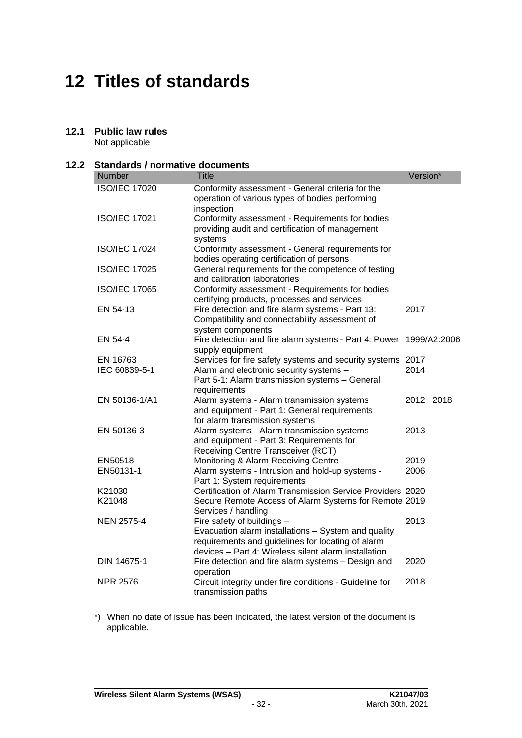# 12 Titles of standards

## 12.1 Public law rules

Not applicable

## 12.2 Standards / normative documents

| Number | Title | Version* |
|---|---|---|
| ISO/IEC 17020 | Conformity assessment - General criteria for the operation of various types of bodies performing inspection | |
| ISO/IEC 17021 | Conformity assessment - Requirements for bodies providing audit and certification of management systems | |
| ISO/IEC 17024 | Conformity assessment - General requirements for bodies operating certification of persons | |
| ISO/IEC 17025 | General requirements for the competence of testing and calibration laboratories | |
| ISO/IEC 17065 | Conformity assessment - Requirements for bodies certifying products, processes and services | |
| EN 54-13 | Fire detection and fire alarm systems - Part 13: Compatibility and connectability assessment of system components | 2017 |
| EN 54-4 | Fire detection and fire alarm systems - Part 4: Power supply equipment | 1999/A2:2006 |
| EN 16763 | Services for fire safety systems and security systems | 2017 |
| IEC 60839-5-1 | Alarm and electronic security systems – Part 5-1: Alarm transmission systems – General requirements | 2014 |
| EN 50136-1/A1 | Alarm systems - Alarm transmission systems and equipment - Part 1: General requirements for alarm transmission systems | 2012 +2018 |
| EN 50136-3 | Alarm systems - Alarm transmission systems and equipment - Part 3: Requirements for Receiving Centre Transceiver (RCT) | 2013 |
| EN50518 | Monitoring & Alarm Receiving Centre | 2019 |
| EN50131-1 | Alarm systems - Intrusion and hold-up systems - Part 1: System requirements | 2006 |
| K21030 | Certification of Alarm Transmission Service Providers | 2020 |
| K21048 | Secure Remote Access of Alarm Systems for Remote Services / handling | 2019 |
| NEN 2575-4 | Fire safety of buildings – Evacuation alarm installations – System and quality requirements and guidelines for locating of alarm devices – Part 4: Wireless silent alarm installation | 2013 |
| DIN 14675-1 | Fire detection and fire alarm systems – Design and operation | 2020 |
| NPR 2576 | Circuit integrity under fire conditions - Guideline for transmission paths | 2018 |

*) When no date of issue has been indicated, the latest version of the document is applicable.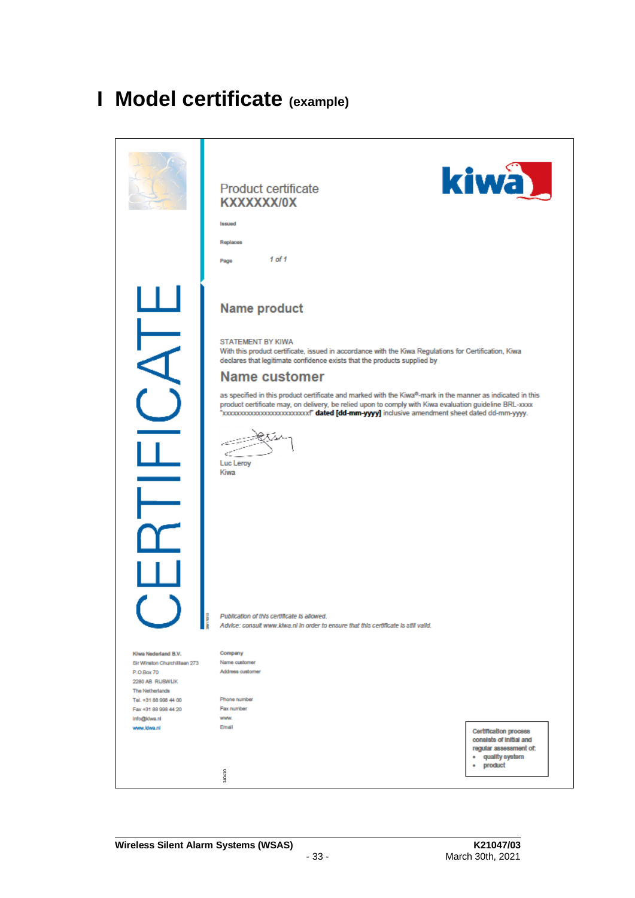# I Model certificate (example)

CERTIFICATE

Product certificate
**KXXXXXX/0X**

Issued

Replaces

Page 1 of 1

## Name product

STATEMENT BY KIWA
With this product certificate, issued in accordance with the Kiwa Regulations for Certification, Kiwa declares that legitimate confidence exists that the products supplied by

## Name customer

as specified in this product certificate and marked with the Kiwa®-mark in the manner as indicated in this product certificate may, on delivery, be relied upon to comply with Kiwa evaluation guideline BRL-xxxx "xxxxxxxxxxxxxxxxxxxxxxxxx" **dated [dd-mm-yyyy]** inclusive amendment sheet dated dd-mm-yyyy.

Luc Leroy
Kiwa

*Publication of this certificate is allowed.*
*Advice: consult www.kiwa.nl in order to ensure that this certificate is still valid.*

Kiwa Nederland B.V.
Sir Winston Churchilllaan 273
P.O.Box 70
2280 AB RIJSWIJK
The Netherlands
Tel. +31 88 998 44 00
Fax +31 88 998 44 20
info@kiwa.nl
www.kiwa.nl

Company
Name customer
Address customer

Phone number
Fax number
www.
Email

Certification process consists of initial and regular assessment of:
- quality system
- product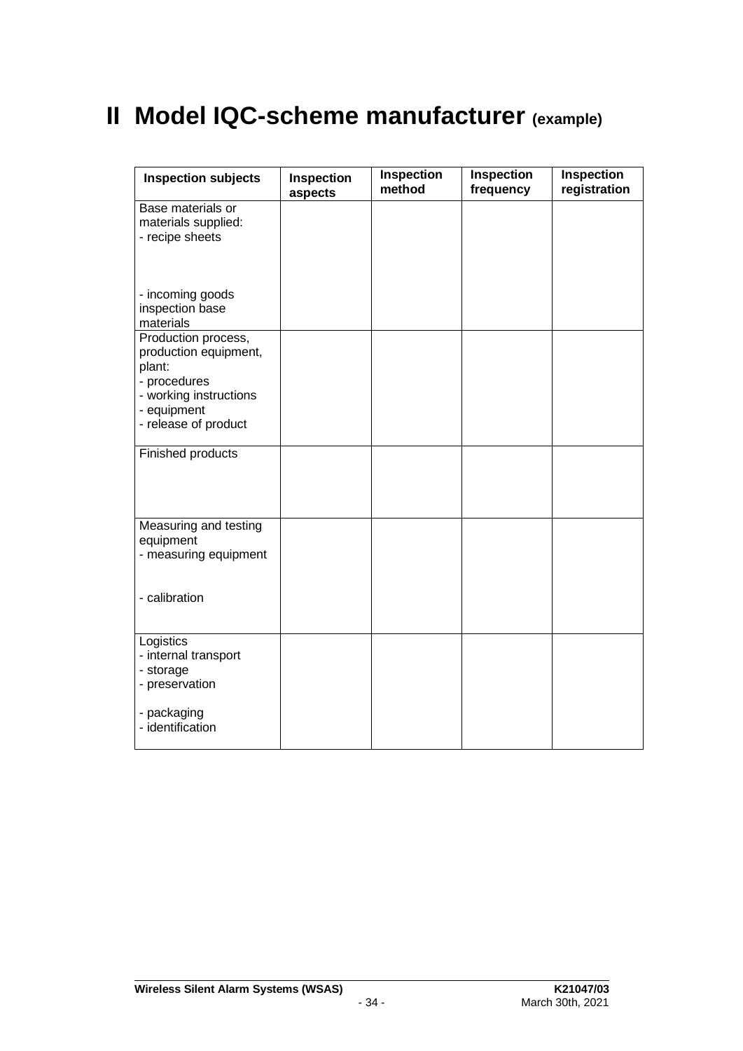# II Model IQC-scheme manufacturer (example)

| Inspection subjects | Inspection aspects | Inspection method | Inspection frequency | Inspection registration |
|---|---|---|---|---|
| Base materials or materials supplied:<br>- recipe sheets<br><br>- incoming goods inspection base materials | | | | |
| Production process, production equipment, plant:<br>- procedures<br>- working instructions<br>- equipment<br>- release of product | | | | |
| Finished products | | | | |
| Measuring and testing equipment<br>- measuring equipment<br><br>- calibration | | | | |
| Logistics<br>- internal transport<br>- storage<br>- preservation<br><br>- packaging<br>- identification | | | | |